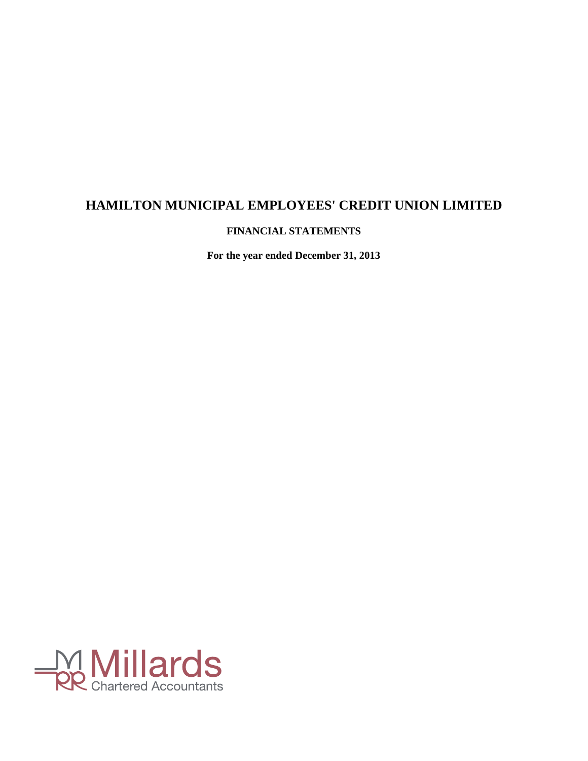# HAMILTON MUNICIPAL EMPLOYEES' CREDIT UNION LIMITED

**FINANCIAL STATEMENTS**

**For the year ended December 31, 2013**

Millards
Chartered Accountants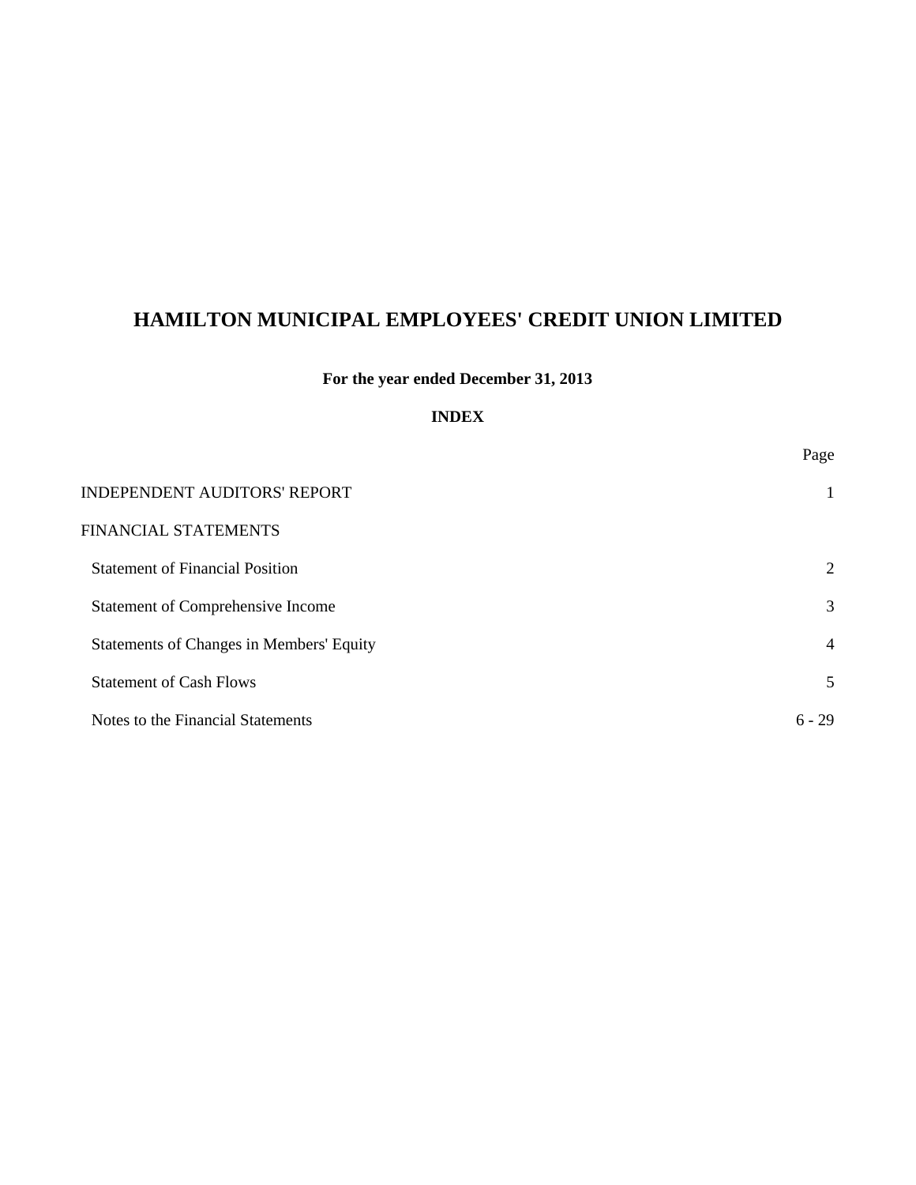# HAMILTON MUNICIPAL EMPLOYEES' CREDIT UNION LIMITED

**For the year ended December 31, 2013**

**INDEX**

| | Page |
|---|---|
| INDEPENDENT AUDITORS' REPORT | 1 |
| FINANCIAL STATEMENTS | |
| Statement of Financial Position | 2 |
| Statement of Comprehensive Income | 3 |
| Statements of Changes in Members' Equity | 4 |
| Statement of Cash Flows | 5 |
| Notes to the Financial Statements | 6 - 29 |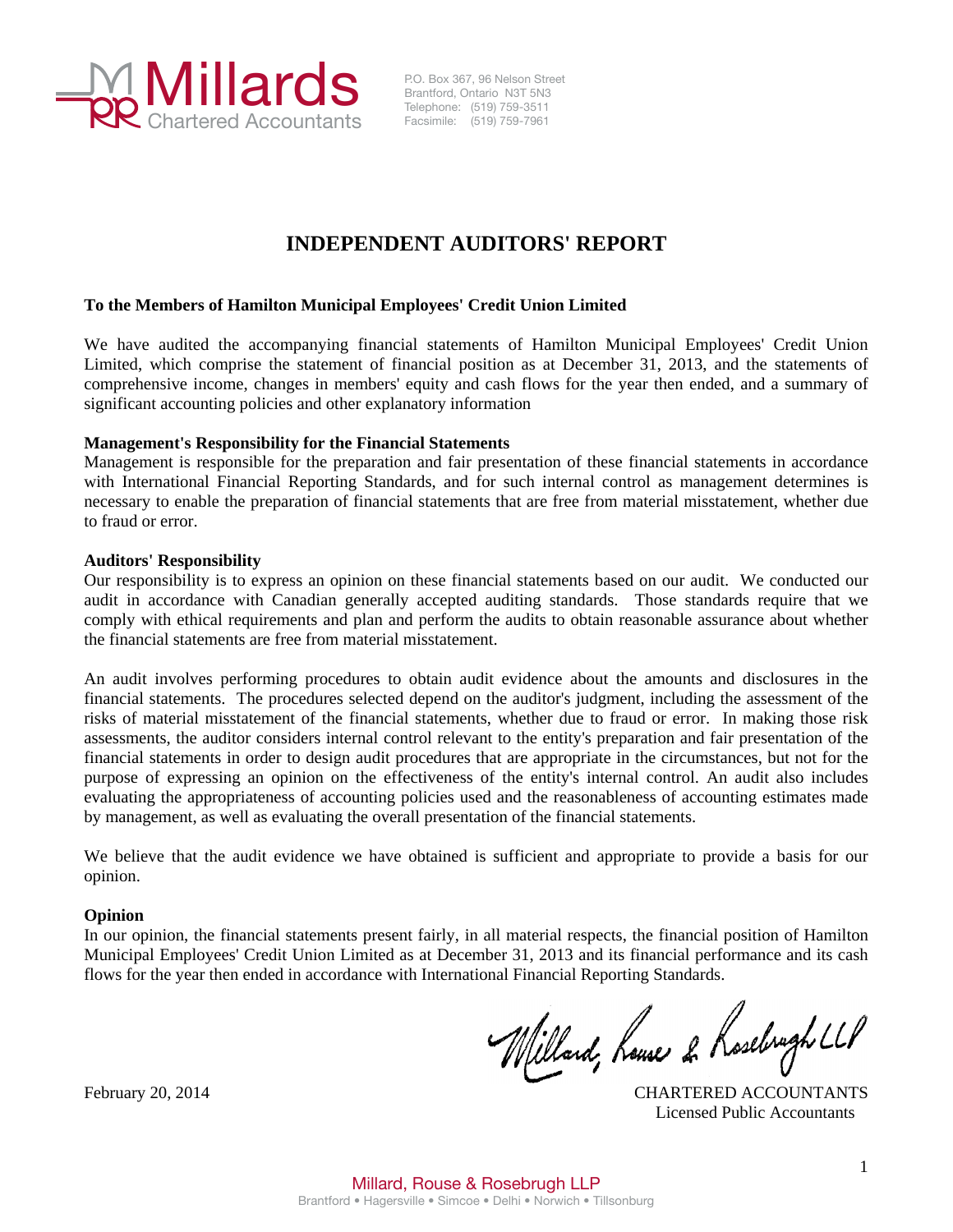Millards Chartered Accountants

P.O. Box 367, 96 Nelson Street
Brantford, Ontario N3T 5N3
Telephone: (519) 759-3511
Facsimile: (519) 759-7961

# INDEPENDENT AUDITORS' REPORT

**To the Members of Hamilton Municipal Employees' Credit Union Limited**

We have audited the accompanying financial statements of Hamilton Municipal Employees' Credit Union Limited, which comprise the statement of financial position as at December 31, 2013, and the statements of comprehensive income, changes in members' equity and cash flows for the year then ended, and a summary of significant accounting policies and other explanatory information

**Management's Responsibility for the Financial Statements**
Management is responsible for the preparation and fair presentation of these financial statements in accordance with International Financial Reporting Standards, and for such internal control as management determines is necessary to enable the preparation of financial statements that are free from material misstatement, whether due to fraud or error.

**Auditors' Responsibility**
Our responsibility is to express an opinion on these financial statements based on our audit. We conducted our audit in accordance with Canadian generally accepted auditing standards. Those standards require that we comply with ethical requirements and plan and perform the audits to obtain reasonable assurance about whether the financial statements are free from material misstatement.

An audit involves performing procedures to obtain audit evidence about the amounts and disclosures in the financial statements. The procedures selected depend on the auditor's judgment, including the assessment of the risks of material misstatement of the financial statements, whether due to fraud or error. In making those risk assessments, the auditor considers internal control relevant to the entity's preparation and fair presentation of the financial statements in order to design audit procedures that are appropriate in the circumstances, but not for the purpose of expressing an opinion on the effectiveness of the entity's internal control. An audit also includes evaluating the appropriateness of accounting policies used and the reasonableness of accounting estimates made by management, as well as evaluating the overall presentation of the financial statements.

We believe that the audit evidence we have obtained is sufficient and appropriate to provide a basis for our opinion.

**Opinion**
In our opinion, the financial statements present fairly, in all material respects, the financial position of Hamilton Municipal Employees' Credit Union Limited as at December 31, 2013 and its financial performance and its cash flows for the year then ended in accordance with International Financial Reporting Standards.

Millard, Rouse & Rosebrugh LLP

February 20, 2014

CHARTERED ACCOUNTANTS
Licensed Public Accountants

Millard, Rouse & Rosebrugh LLP
Brantford • Hagersville • Simcoe • Delhi • Norwich • Tillsonburg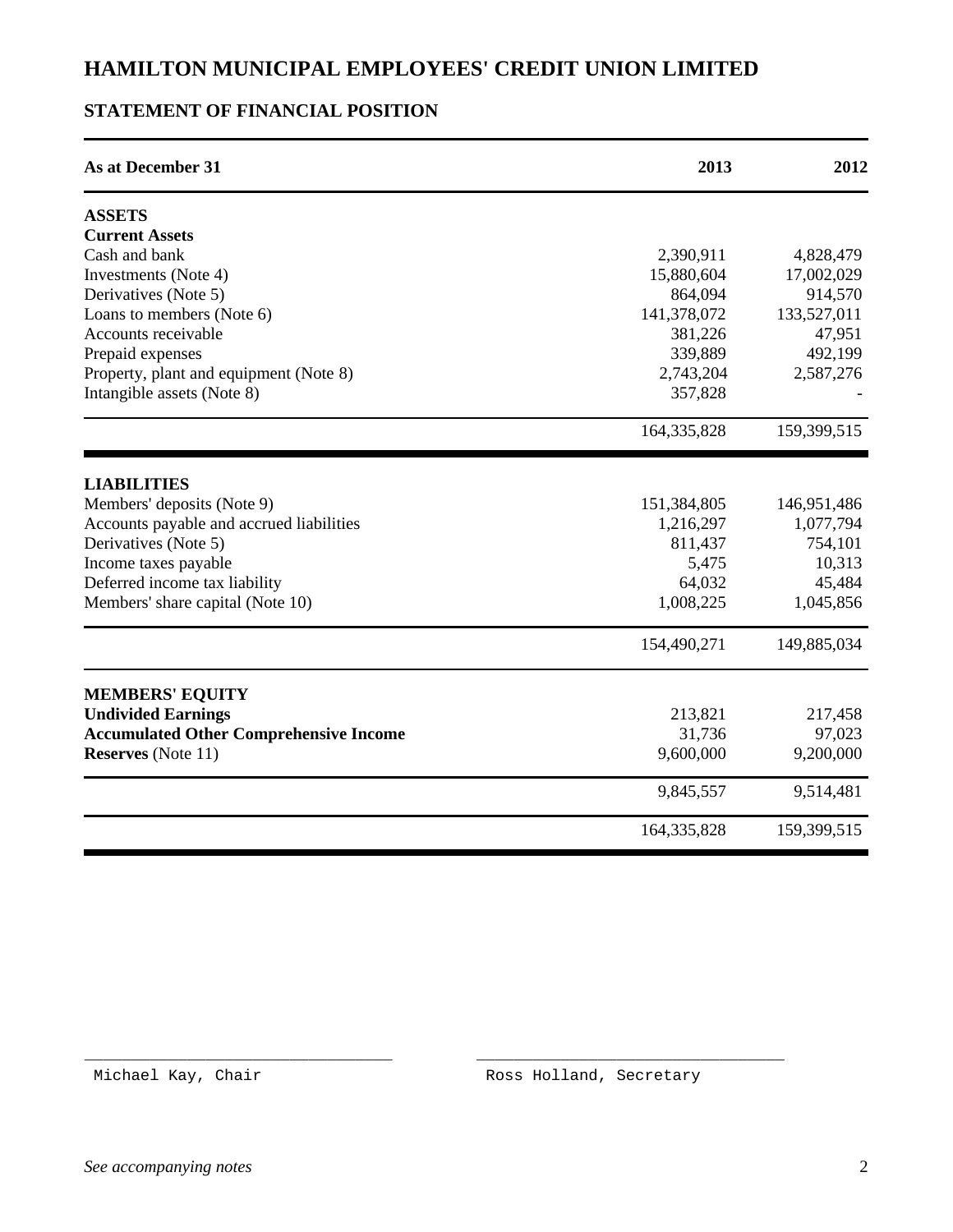# HAMILTON MUNICIPAL EMPLOYEES' CREDIT UNION LIMITED

## STATEMENT OF FINANCIAL POSITION

| As at December 31 | 2013 | 2012 |
|---|---|---|
| **ASSETS** | | |
| **Current Assets** | | |
| Cash and bank | 2,390,911 | 4,828,479 |
| Investments (Note 4) | 15,880,604 | 17,002,029 |
| Derivatives (Note 5) | 864,094 | 914,570 |
| Loans to members (Note 6) | 141,378,072 | 133,527,011 |
| Accounts receivable | 381,226 | 47,951 |
| Prepaid expenses | 339,889 | 492,199 |
| Property, plant and equipment (Note 8) | 2,743,204 | 2,587,276 |
| Intangible assets (Note 8) | 357,828 | - |
| | 164,335,828 | 159,399,515 |
| **LIABILITIES** | | |
| Members' deposits (Note 9) | 151,384,805 | 146,951,486 |
| Accounts payable and accrued liabilities | 1,216,297 | 1,077,794 |
| Derivatives (Note 5) | 811,437 | 754,101 |
| Income taxes payable | 5,475 | 10,313 |
| Deferred income tax liability | 64,032 | 45,484 |
| Members' share capital (Note 10) | 1,008,225 | 1,045,856 |
| | 154,490,271 | 149,885,034 |
| **MEMBERS' EQUITY** | | |
| **Undivided Earnings** | 213,821 | 217,458 |
| **Accumulated Other Comprehensive Income** | 31,736 | 97,023 |
| **Reserves** (Note 11) | 9,600,000 | 9,200,000 |
| | 9,845,557 | 9,514,481 |
| | 164,335,828 | 159,399,515 |

Michael Kay, Chair

Ross Holland, Secretary

*See accompanying notes*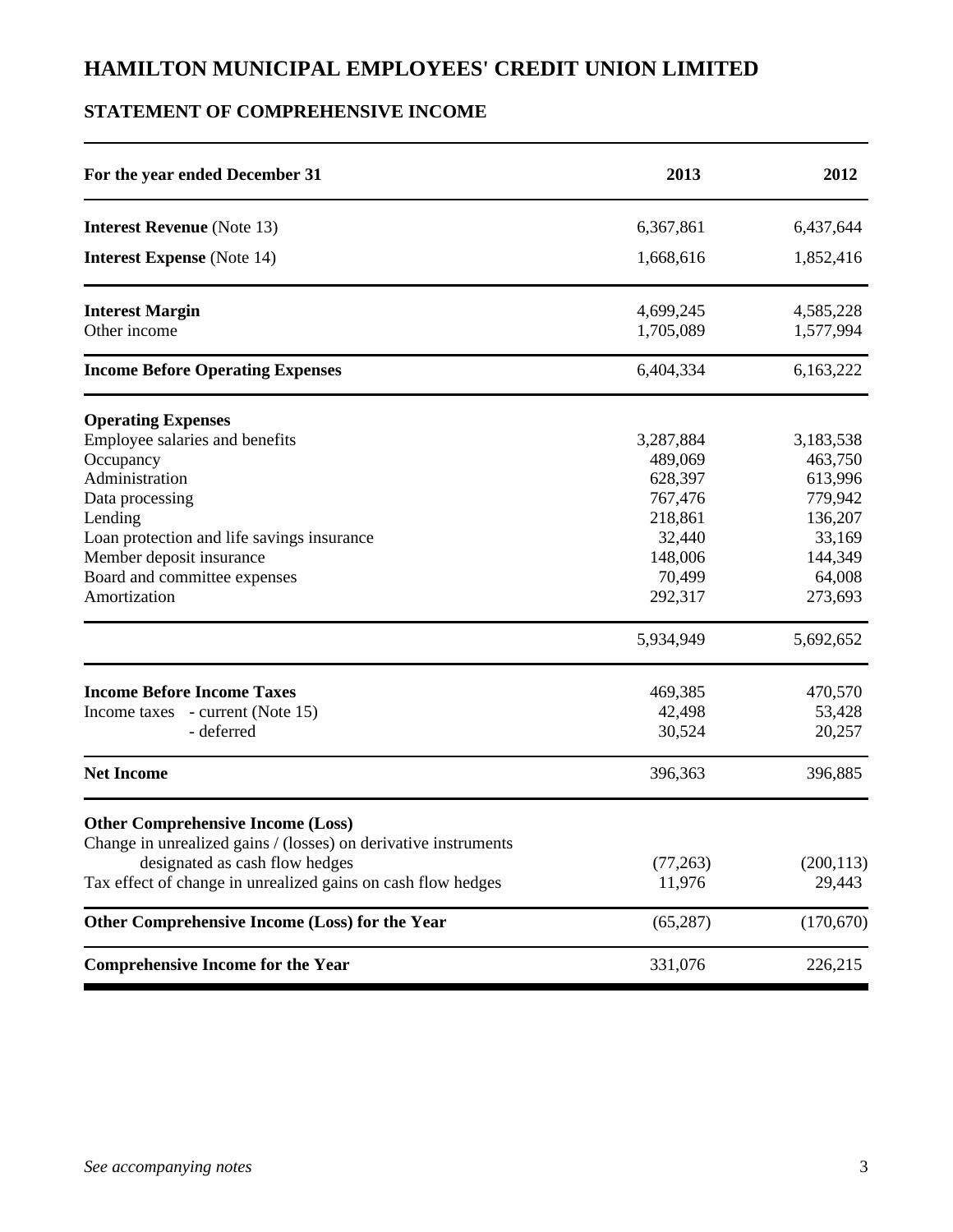# HAMILTON MUNICIPAL EMPLOYEES' CREDIT UNION LIMITED

## STATEMENT OF COMPREHENSIVE INCOME

| For the year ended December 31 | 2013 | 2012 |
|---|---|---|
| **Interest Revenue** (Note 13) | 6,367,861 | 6,437,644 |
| **Interest Expense** (Note 14) | 1,668,616 | 1,852,416 |
| **Interest Margin** | 4,699,245 | 4,585,228 |
| Other income | 1,705,089 | 1,577,994 |
| **Income Before Operating Expenses** | 6,404,334 | 6,163,222 |
| **Operating Expenses** | | |
| Employee salaries and benefits | 3,287,884 | 3,183,538 |
| Occupancy | 489,069 | 463,750 |
| Administration | 628,397 | 613,996 |
| Data processing | 767,476 | 779,942 |
| Lending | 218,861 | 136,207 |
| Loan protection and life savings insurance | 32,440 | 33,169 |
| Member deposit insurance | 148,006 | 144,349 |
| Board and committee expenses | 70,499 | 64,008 |
| Amortization | 292,317 | 273,693 |
| | 5,934,949 | 5,692,652 |
| **Income Before Income Taxes** | 469,385 | 470,570 |
| Income taxes - current (Note 15) | 42,498 | 53,428 |
| - deferred | 30,524 | 20,257 |
| **Net Income** | 396,363 | 396,885 |
| **Other Comprehensive Income (Loss)** | | |
| Change in unrealized gains / (losses) on derivative instruments designated as cash flow hedges | (77,263) | (200,113) |
| Tax effect of change in unrealized gains on cash flow hedges | 11,976 | 29,443 |
| **Other Comprehensive Income (Loss) for the Year** | (65,287) | (170,670) |
| **Comprehensive Income for the Year** | 331,076 | 226,215 |

*See accompanying notes*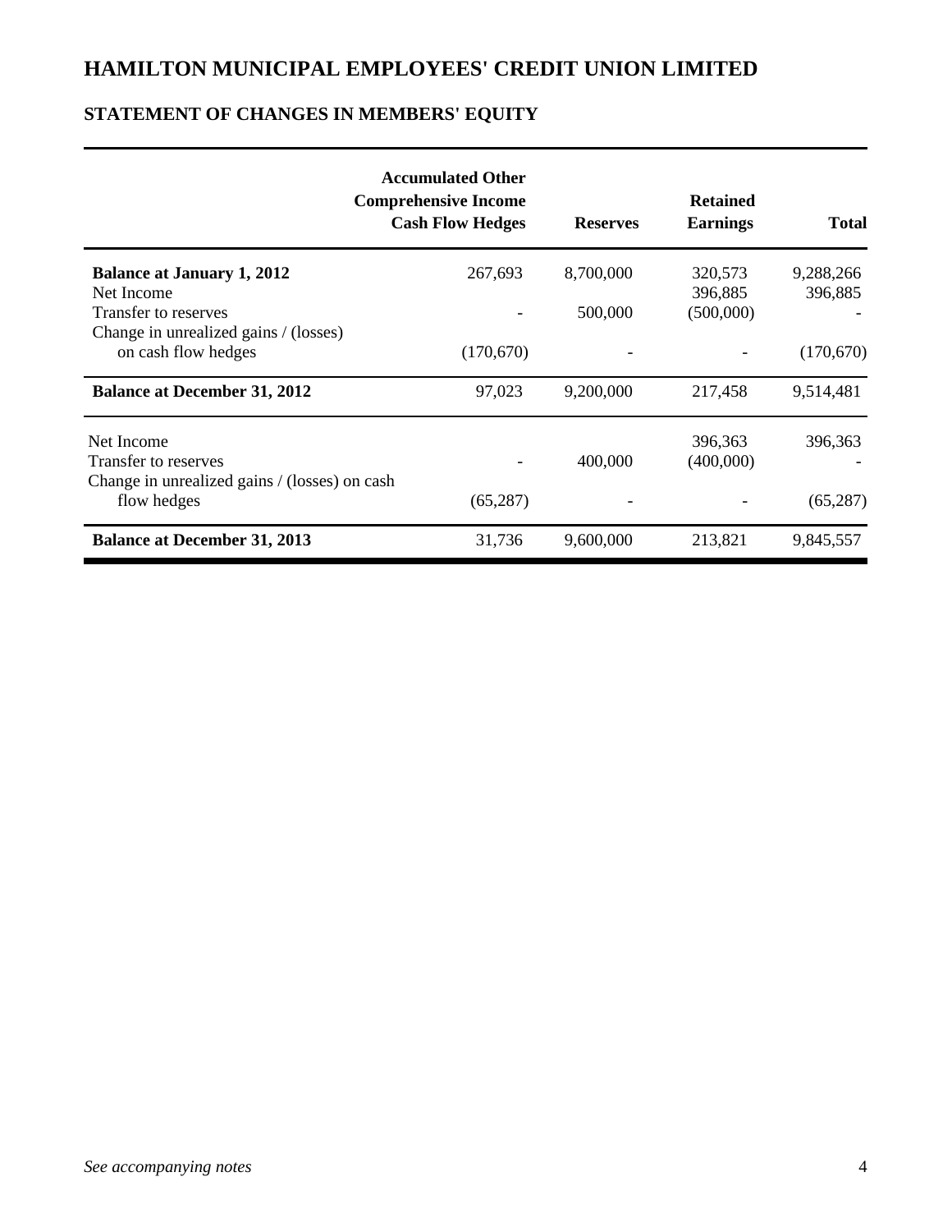# HAMILTON MUNICIPAL EMPLOYEES' CREDIT UNION LIMITED

## STATEMENT OF CHANGES IN MEMBERS' EQUITY

| | Accumulated Other Comprehensive Income Cash Flow Hedges | Reserves | Retained Earnings | Total |
|---|---|---|---|---|
| **Balance at January 1, 2012** | 267,693 | 8,700,000 | 320,573 | 9,288,266 |
| Net Income | | | 396,885 | 396,885 |
| Transfer to reserves | - | 500,000 | (500,000) | - |
| Change in unrealized gains / (losses) on cash flow hedges | (170,670) | - | - | (170,670) |
| **Balance at December 31, 2012** | 97,023 | 9,200,000 | 217,458 | 9,514,481 |
| Net Income | | | 396,363 | 396,363 |
| Transfer to reserves | - | 400,000 | (400,000) | - |
| Change in unrealized gains / (losses) on cash flow hedges | (65,287) | - | - | (65,287) |
| **Balance at December 31, 2013** | 31,736 | 9,600,000 | 213,821 | 9,845,557 |

*See accompanying notes*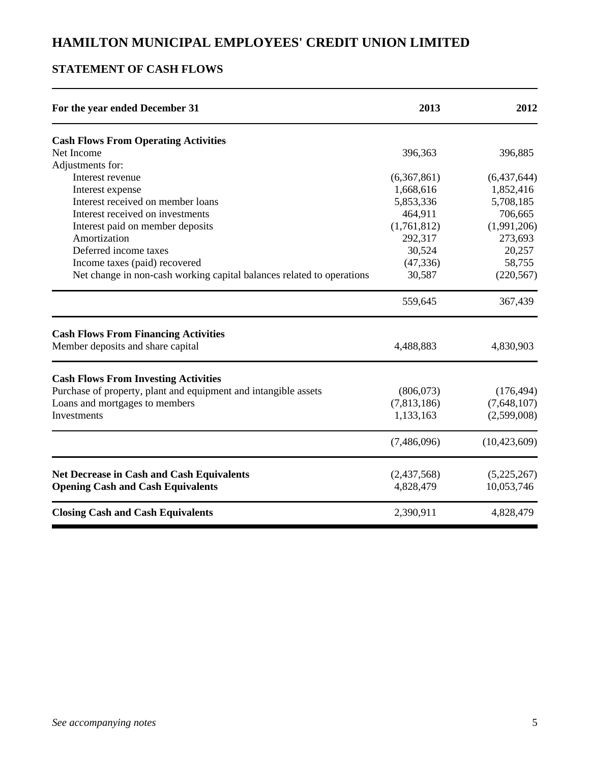# HAMILTON MUNICIPAL EMPLOYEES' CREDIT UNION LIMITED

## STATEMENT OF CASH FLOWS

| For the year ended December 31 | 2013 | 2012 |
|---|---|---|
| **Cash Flows From Operating Activities** | | |
| Net Income | 396,363 | 396,885 |
| Adjustments for: | | |
| Interest revenue | (6,367,861) | (6,437,644) |
| Interest expense | 1,668,616 | 1,852,416 |
| Interest received on member loans | 5,853,336 | 5,708,185 |
| Interest received on investments | 464,911 | 706,665 |
| Interest paid on member deposits | (1,761,812) | (1,991,206) |
| Amortization | 292,317 | 273,693 |
| Deferred income taxes | 30,524 | 20,257 |
| Income taxes (paid) recovered | (47,336) | 58,755 |
| Net change in non-cash working capital balances related to operations | 30,587 | (220,567) |
| | 559,645 | 367,439 |
| **Cash Flows From Financing Activities** | | |
| Member deposits and share capital | 4,488,883 | 4,830,903 |
| **Cash Flows From Investing Activities** | | |
| Purchase of property, plant and equipment and intangible assets | (806,073) | (176,494) |
| Loans and mortgages to members | (7,813,186) | (7,648,107) |
| Investments | 1,133,163 | (2,599,008) |
| | (7,486,096) | (10,423,609) |
| **Net Decrease in Cash and Cash Equivalents** | (2,437,568) | (5,225,267) |
| **Opening Cash and Cash Equivalents** | 4,828,479 | 10,053,746 |
| **Closing Cash and Cash Equivalents** | 2,390,911 | 4,828,479 |

*See accompanying notes*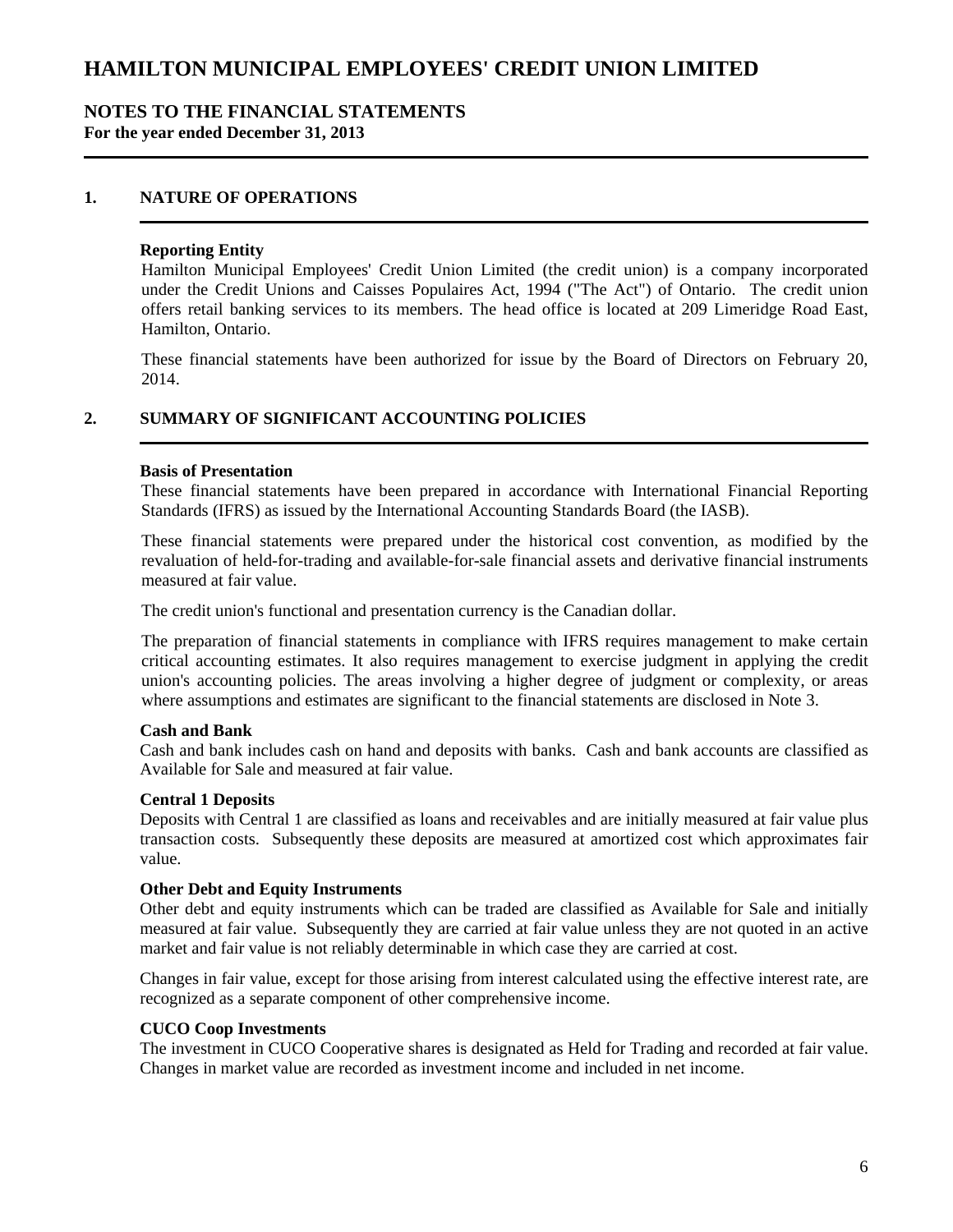# HAMILTON MUNICIPAL EMPLOYEES' CREDIT UNION LIMITED

## NOTES TO THE FINANCIAL STATEMENTS

**For the year ended December 31, 2013**

## 1. NATURE OF OPERATIONS

### Reporting Entity

Hamilton Municipal Employees' Credit Union Limited (the credit union) is a company incorporated under the Credit Unions and Caisses Populaires Act, 1994 ("The Act") of Ontario. The credit union offers retail banking services to its members. The head office is located at 209 Limeridge Road East, Hamilton, Ontario.

These financial statements have been authorized for issue by the Board of Directors on February 20, 2014.

## 2. SUMMARY OF SIGNIFICANT ACCOUNTING POLICIES

### Basis of Presentation

These financial statements have been prepared in accordance with International Financial Reporting Standards (IFRS) as issued by the International Accounting Standards Board (the IASB).

These financial statements were prepared under the historical cost convention, as modified by the revaluation of held-for-trading and available-for-sale financial assets and derivative financial instruments measured at fair value.

The credit union's functional and presentation currency is the Canadian dollar.

The preparation of financial statements in compliance with IFRS requires management to make certain critical accounting estimates. It also requires management to exercise judgment in applying the credit union's accounting policies. The areas involving a higher degree of judgment or complexity, or areas where assumptions and estimates are significant to the financial statements are disclosed in Note 3.

### Cash and Bank

Cash and bank includes cash on hand and deposits with banks. Cash and bank accounts are classified as Available for Sale and measured at fair value.

### Central 1 Deposits

Deposits with Central 1 are classified as loans and receivables and are initially measured at fair value plus transaction costs. Subsequently these deposits are measured at amortized cost which approximates fair value.

### Other Debt and Equity Instruments

Other debt and equity instruments which can be traded are classified as Available for Sale and initially measured at fair value. Subsequently they are carried at fair value unless they are not quoted in an active market and fair value is not reliably determinable in which case they are carried at cost.

Changes in fair value, except for those arising from interest calculated using the effective interest rate, are recognized as a separate component of other comprehensive income.

### CUCO Coop Investments

The investment in CUCO Cooperative shares is designated as Held for Trading and recorded at fair value. Changes in market value are recorded as investment income and included in net income.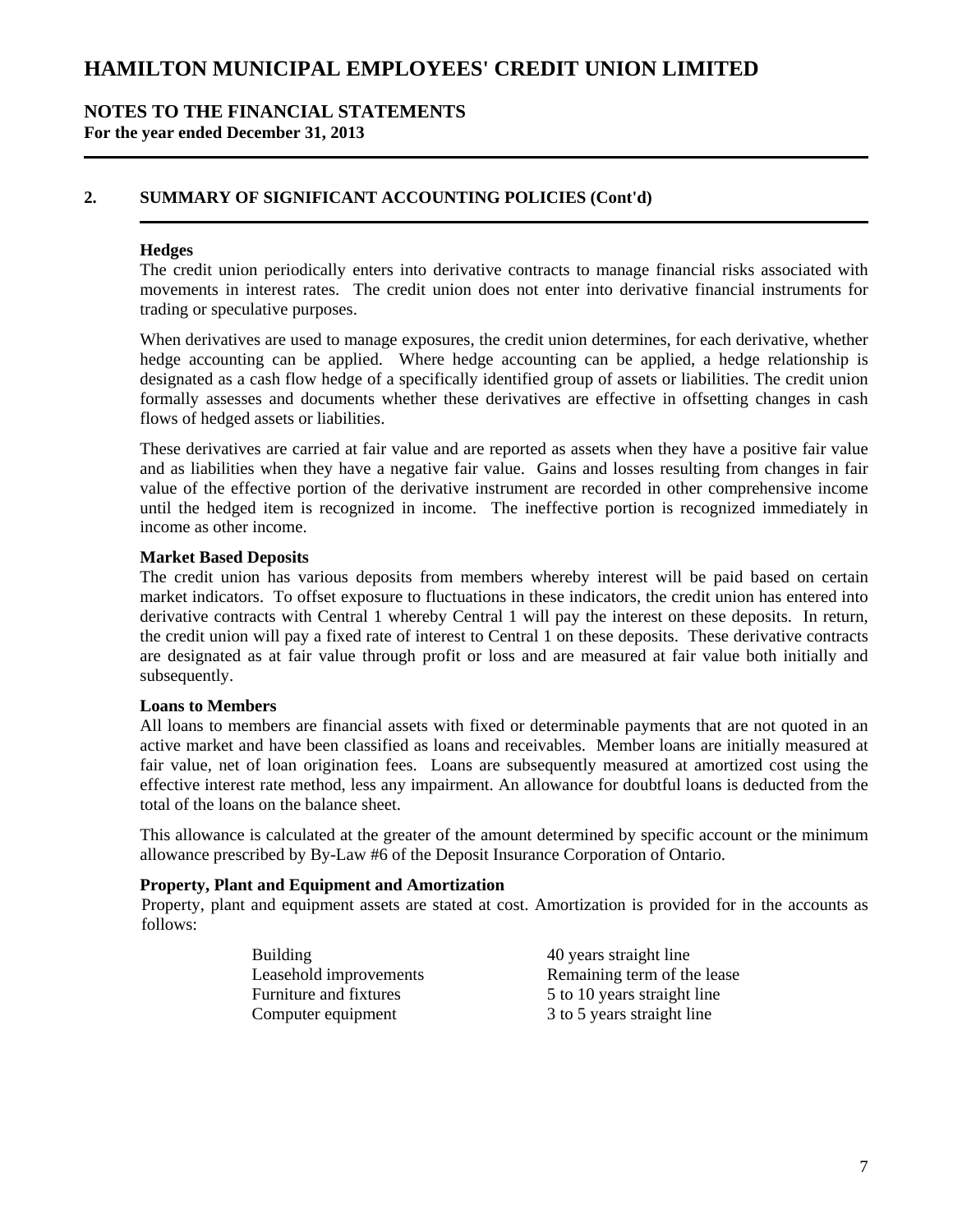# HAMILTON MUNICIPAL EMPLOYEES' CREDIT UNION LIMITED

## NOTES TO THE FINANCIAL STATEMENTS

**For the year ended December 31, 2013**

## 2. SUMMARY OF SIGNIFICANT ACCOUNTING POLICIES (Cont'd)

**Hedges**

The credit union periodically enters into derivative contracts to manage financial risks associated with movements in interest rates. The credit union does not enter into derivative financial instruments for trading or speculative purposes.

When derivatives are used to manage exposures, the credit union determines, for each derivative, whether hedge accounting can be applied. Where hedge accounting can be applied, a hedge relationship is designated as a cash flow hedge of a specifically identified group of assets or liabilities. The credit union formally assesses and documents whether these derivatives are effective in offsetting changes in cash flows of hedged assets or liabilities.

These derivatives are carried at fair value and are reported as assets when they have a positive fair value and as liabilities when they have a negative fair value. Gains and losses resulting from changes in fair value of the effective portion of the derivative instrument are recorded in other comprehensive income until the hedged item is recognized in income. The ineffective portion is recognized immediately in income as other income.

**Market Based Deposits**

The credit union has various deposits from members whereby interest will be paid based on certain market indicators. To offset exposure to fluctuations in these indicators, the credit union has entered into derivative contracts with Central 1 whereby Central 1 will pay the interest on these deposits. In return, the credit union will pay a fixed rate of interest to Central 1 on these deposits. These derivative contracts are designated as at fair value through profit or loss and are measured at fair value both initially and subsequently.

**Loans to Members**

All loans to members are financial assets with fixed or determinable payments that are not quoted in an active market and have been classified as loans and receivables. Member loans are initially measured at fair value, net of loan origination fees. Loans are subsequently measured at amortized cost using the effective interest rate method, less any impairment. An allowance for doubtful loans is deducted from the total of the loans on the balance sheet.

This allowance is calculated at the greater of the amount determined by specific account or the minimum allowance prescribed by By-Law #6 of the Deposit Insurance Corporation of Ontario.

**Property, Plant and Equipment and Amortization**

Property, plant and equipment assets are stated at cost. Amortization is provided for in the accounts as follows:

| | |
|---|---|
| Building | 40 years straight line |
| Leasehold improvements | Remaining term of the lease |
| Furniture and fixtures | 5 to 10 years straight line |
| Computer equipment | 3 to 5 years straight line |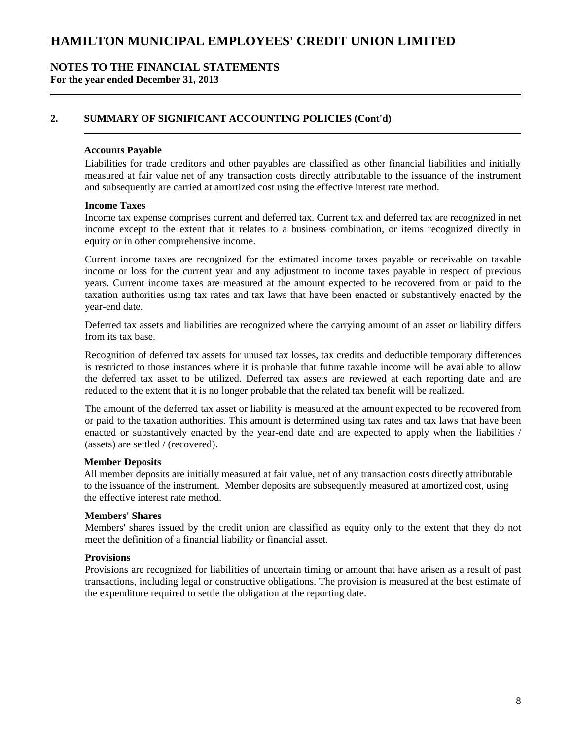# HAMILTON MUNICIPAL EMPLOYEES' CREDIT UNION LIMITED

## NOTES TO THE FINANCIAL STATEMENTS

**For the year ended December 31, 2013**

## 2. SUMMARY OF SIGNIFICANT ACCOUNTING POLICIES (Cont'd)

### Accounts Payable

Liabilities for trade creditors and other payables are classified as other financial liabilities and initially measured at fair value net of any transaction costs directly attributable to the issuance of the instrument and subsequently are carried at amortized cost using the effective interest rate method.

### Income Taxes

Income tax expense comprises current and deferred tax. Current tax and deferred tax are recognized in net income except to the extent that it relates to a business combination, or items recognized directly in equity or in other comprehensive income.

Current income taxes are recognized for the estimated income taxes payable or receivable on taxable income or loss for the current year and any adjustment to income taxes payable in respect of previous years. Current income taxes are measured at the amount expected to be recovered from or paid to the taxation authorities using tax rates and tax laws that have been enacted or substantively enacted by the year-end date.

Deferred tax assets and liabilities are recognized where the carrying amount of an asset or liability differs from its tax base.

Recognition of deferred tax assets for unused tax losses, tax credits and deductible temporary differences is restricted to those instances where it is probable that future taxable income will be available to allow the deferred tax asset to be utilized. Deferred tax assets are reviewed at each reporting date and are reduced to the extent that it is no longer probable that the related tax benefit will be realized.

The amount of the deferred tax asset or liability is measured at the amount expected to be recovered from or paid to the taxation authorities. This amount is determined using tax rates and tax laws that have been enacted or substantively enacted by the year-end date and are expected to apply when the liabilities / (assets) are settled / (recovered).

### Member Deposits

All member deposits are initially measured at fair value, net of any transaction costs directly attributable to the issuance of the instrument. Member deposits are subsequently measured at amortized cost, using the effective interest rate method.

### Members' Shares

Members' shares issued by the credit union are classified as equity only to the extent that they do not meet the definition of a financial liability or financial asset.

### Provisions

Provisions are recognized for liabilities of uncertain timing or amount that have arisen as a result of past transactions, including legal or constructive obligations. The provision is measured at the best estimate of the expenditure required to settle the obligation at the reporting date.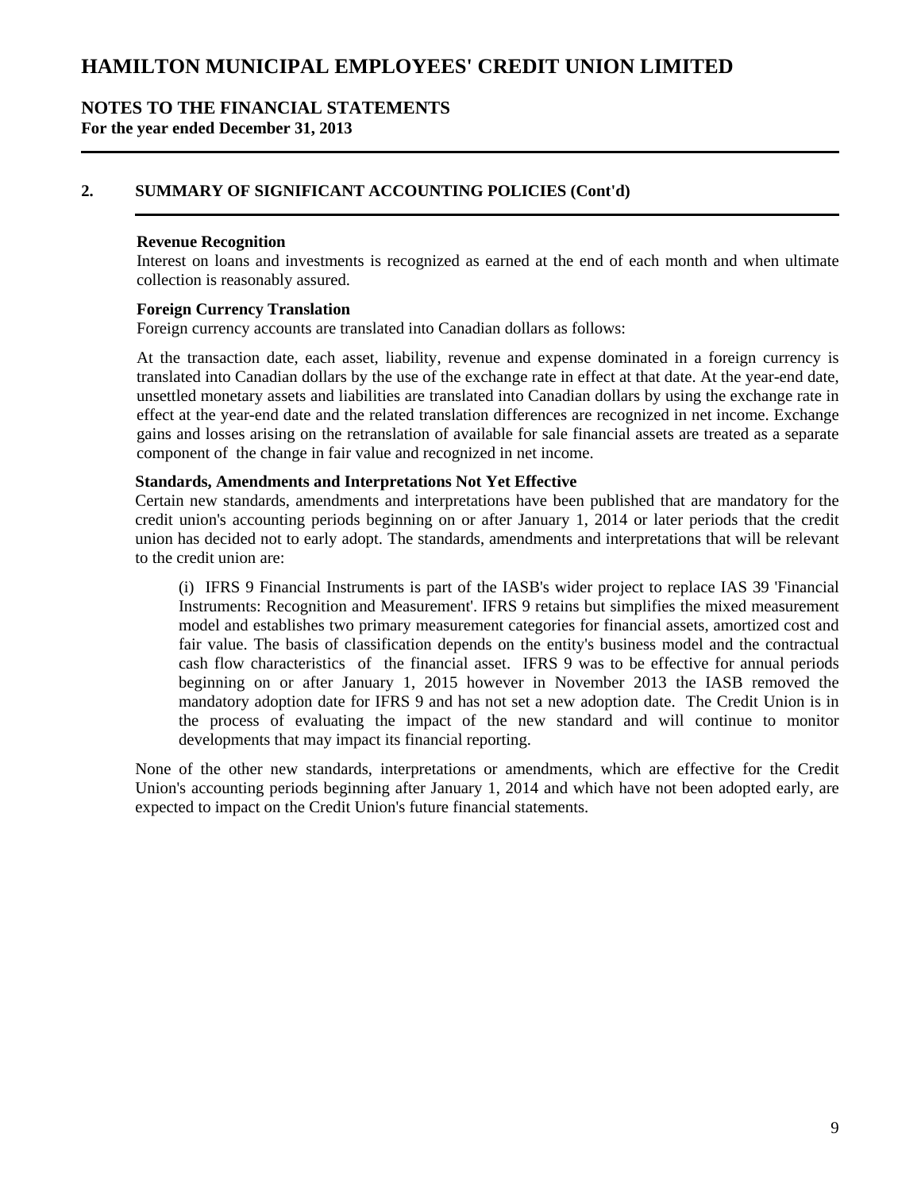# HAMILTON MUNICIPAL EMPLOYEES' CREDIT UNION LIMITED

## NOTES TO THE FINANCIAL STATEMENTS

**For the year ended December 31, 2013**

## 2. SUMMARY OF SIGNIFICANT ACCOUNTING POLICIES (Cont'd)

**Revenue Recognition**

Interest on loans and investments is recognized as earned at the end of each month and when ultimate collection is reasonably assured.

**Foreign Currency Translation**

Foreign currency accounts are translated into Canadian dollars as follows:

At the transaction date, each asset, liability, revenue and expense dominated in a foreign currency is translated into Canadian dollars by the use of the exchange rate in effect at that date. At the year-end date, unsettled monetary assets and liabilities are translated into Canadian dollars by using the exchange rate in effect at the year-end date and the related translation differences are recognized in net income. Exchange gains and losses arising on the retranslation of available for sale financial assets are treated as a separate component of the change in fair value and recognized in net income.

**Standards, Amendments and Interpretations Not Yet Effective**

Certain new standards, amendments and interpretations have been published that are mandatory for the credit union's accounting periods beginning on or after January 1, 2014 or later periods that the credit union has decided not to early adopt. The standards, amendments and interpretations that will be relevant to the credit union are:

(i) IFRS 9 Financial Instruments is part of the IASB's wider project to replace IAS 39 'Financial Instruments: Recognition and Measurement'. IFRS 9 retains but simplifies the mixed measurement model and establishes two primary measurement categories for financial assets, amortized cost and fair value. The basis of classification depends on the entity's business model and the contractual cash flow characteristics of the financial asset. IFRS 9 was to be effective for annual periods beginning on or after January 1, 2015 however in November 2013 the IASB removed the mandatory adoption date for IFRS 9 and has not set a new adoption date. The Credit Union is in the process of evaluating the impact of the new standard and will continue to monitor developments that may impact its financial reporting.

None of the other new standards, interpretations or amendments, which are effective for the Credit Union's accounting periods beginning after January 1, 2014 and which have not been adopted early, are expected to impact on the Credit Union's future financial statements.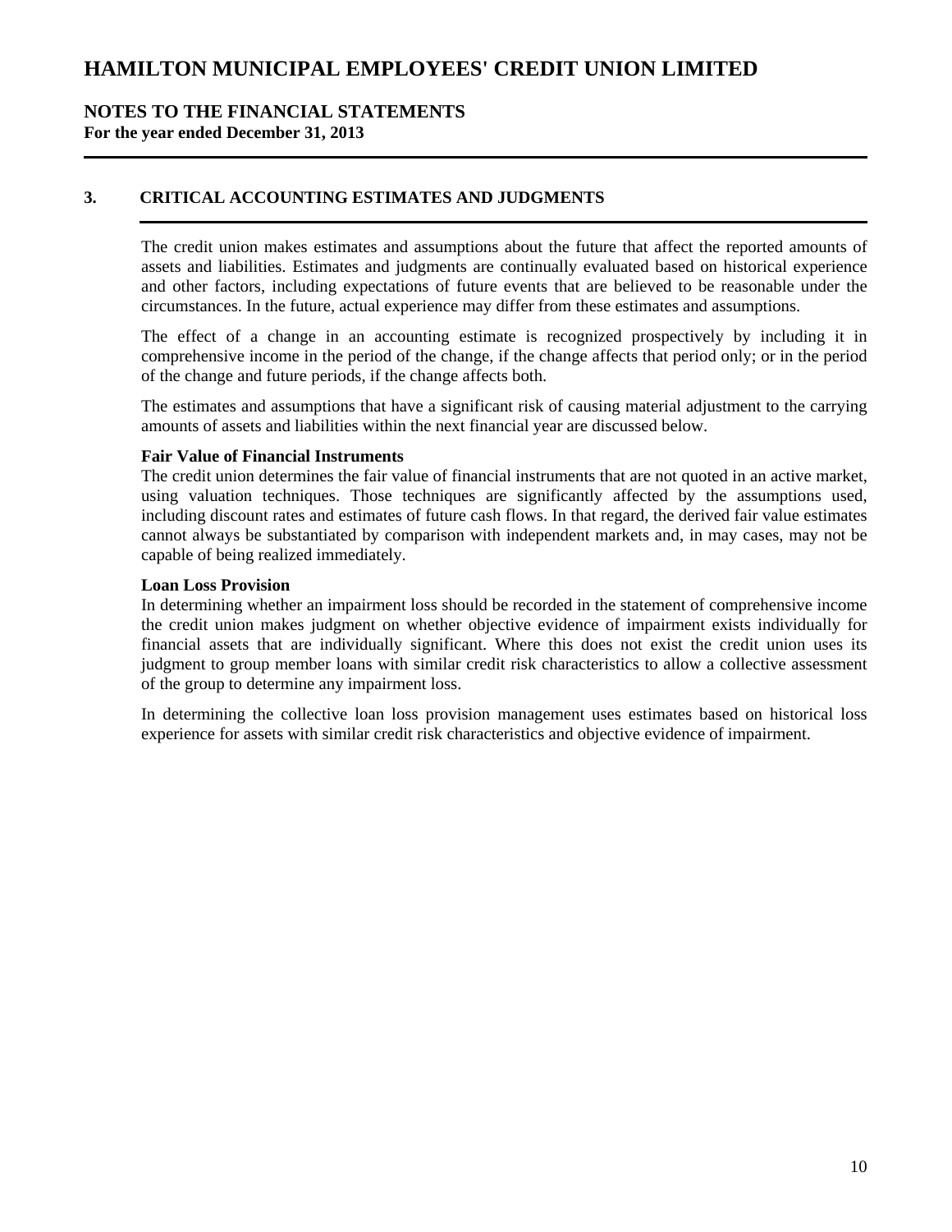# HAMILTON MUNICIPAL EMPLOYEES' CREDIT UNION LIMITED

## NOTES TO THE FINANCIAL STATEMENTS
**For the year ended December 31, 2013**

### 3. CRITICAL ACCOUNTING ESTIMATES AND JUDGMENTS

The credit union makes estimates and assumptions about the future that affect the reported amounts of assets and liabilities. Estimates and judgments are continually evaluated based on historical experience and other factors, including expectations of future events that are believed to be reasonable under the circumstances. In the future, actual experience may differ from these estimates and assumptions.

The effect of a change in an accounting estimate is recognized prospectively by including it in comprehensive income in the period of the change, if the change affects that period only; or in the period of the change and future periods, if the change affects both.

The estimates and assumptions that have a significant risk of causing material adjustment to the carrying amounts of assets and liabilities within the next financial year are discussed below.

**Fair Value of Financial Instruments**
The credit union determines the fair value of financial instruments that are not quoted in an active market, using valuation techniques. Those techniques are significantly affected by the assumptions used, including discount rates and estimates of future cash flows. In that regard, the derived fair value estimates cannot always be substantiated by comparison with independent markets and, in may cases, may not be capable of being realized immediately.

**Loan Loss Provision**
In determining whether an impairment loss should be recorded in the statement of comprehensive income the credit union makes judgment on whether objective evidence of impairment exists individually for financial assets that are individually significant. Where this does not exist the credit union uses its judgment to group member loans with similar credit risk characteristics to allow a collective assessment of the group to determine any impairment loss.

In determining the collective loan loss provision management uses estimates based on historical loss experience for assets with similar credit risk characteristics and objective evidence of impairment.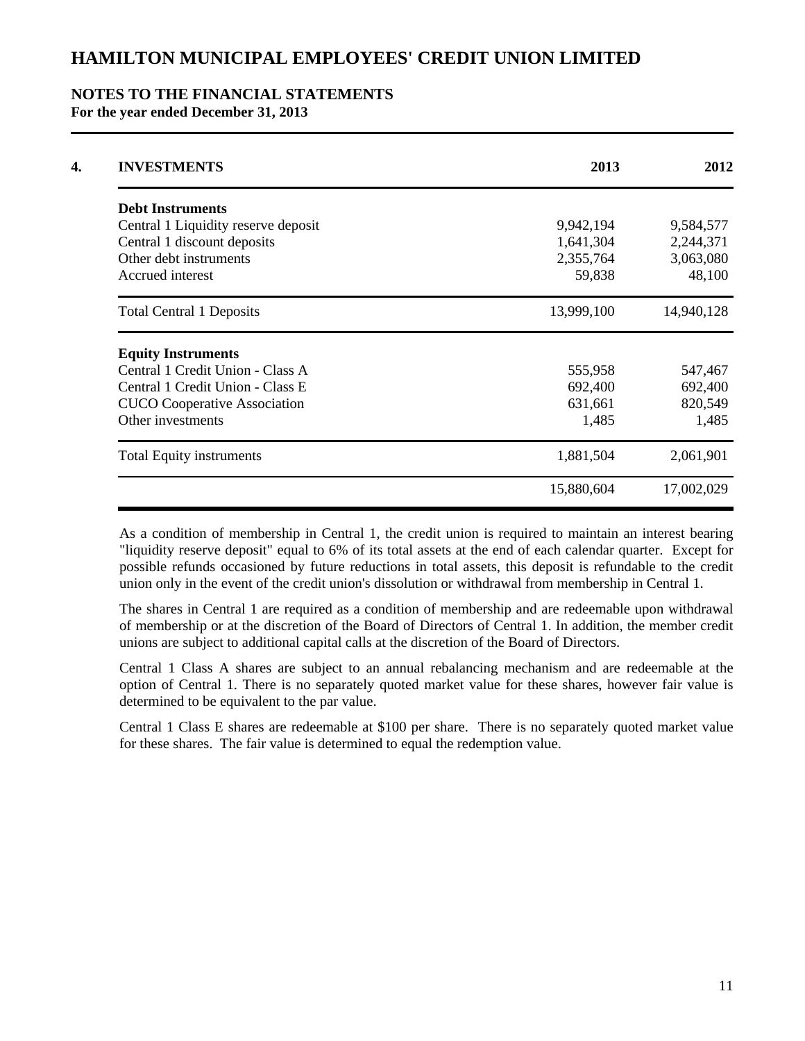# HAMILTON MUNICIPAL EMPLOYEES' CREDIT UNION LIMITED

## NOTES TO THE FINANCIAL STATEMENTS

**For the year ended December 31, 2013**

| 4. INVESTMENTS | 2013 | 2012 |
|---|---|---|
| **Debt Instruments** | | |
| Central 1 Liquidity reserve deposit | 9,942,194 | 9,584,577 |
| Central 1 discount deposits | 1,641,304 | 2,244,371 |
| Other debt instruments | 2,355,764 | 3,063,080 |
| Accrued interest | 59,838 | 48,100 |
| Total Central 1 Deposits | 13,999,100 | 14,940,128 |
| **Equity Instruments** | | |
| Central 1 Credit Union - Class A | 555,958 | 547,467 |
| Central 1 Credit Union - Class E | 692,400 | 692,400 |
| CUCO Cooperative Association | 631,661 | 820,549 |
| Other investments | 1,485 | 1,485 |
| Total Equity instruments | 1,881,504 | 2,061,901 |
| | 15,880,604 | 17,002,029 |

As a condition of membership in Central 1, the credit union is required to maintain an interest bearing "liquidity reserve deposit" equal to 6% of its total assets at the end of each calendar quarter. Except for possible refunds occasioned by future reductions in total assets, this deposit is refundable to the credit union only in the event of the credit union's dissolution or withdrawal from membership in Central 1.

The shares in Central 1 are required as a condition of membership and are redeemable upon withdrawal of membership or at the discretion of the Board of Directors of Central 1. In addition, the member credit unions are subject to additional capital calls at the discretion of the Board of Directors.

Central 1 Class A shares are subject to an annual rebalancing mechanism and are redeemable at the option of Central 1. There is no separately quoted market value for these shares, however fair value is determined to be equivalent to the par value.

Central 1 Class E shares are redeemable at $100 per share. There is no separately quoted market value for these shares. The fair value is determined to equal the redemption value.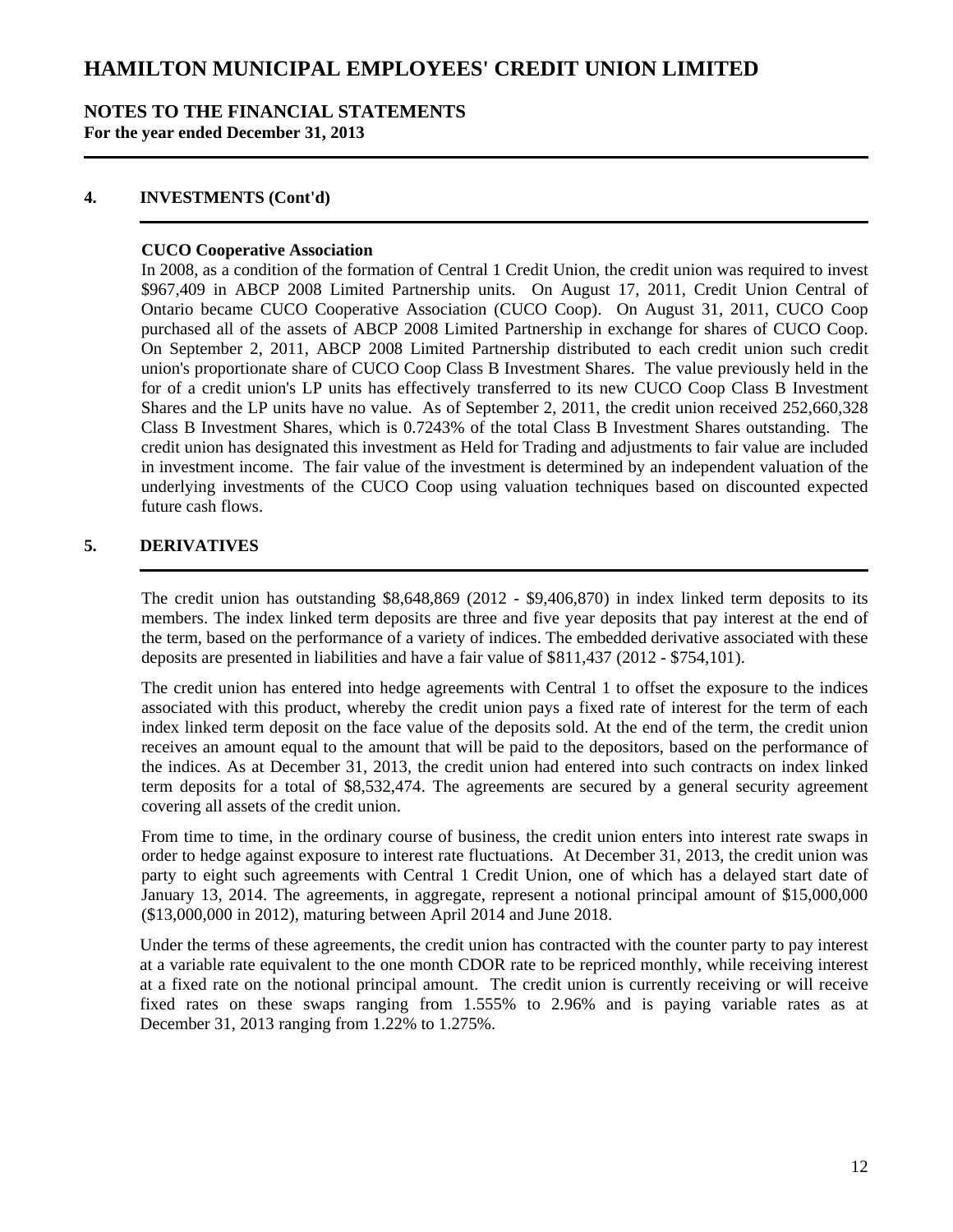# HAMILTON MUNICIPAL EMPLOYEES' CREDIT UNION LIMITED

## NOTES TO THE FINANCIAL STATEMENTS
**For the year ended December 31, 2013**

### 4. INVESTMENTS (Cont'd)

**CUCO Cooperative Association**

In 2008, as a condition of the formation of Central 1 Credit Union, the credit union was required to invest $967,409 in ABCP 2008 Limited Partnership units. On August 17, 2011, Credit Union Central of Ontario became CUCO Cooperative Association (CUCO Coop). On August 31, 2011, CUCO Coop purchased all of the assets of ABCP 2008 Limited Partnership in exchange for shares of CUCO Coop. On September 2, 2011, ABCP 2008 Limited Partnership distributed to each credit union such credit union's proportionate share of CUCO Coop Class B Investment Shares. The value previously held in the for of a credit union's LP units has effectively transferred to its new CUCO Coop Class B Investment Shares and the LP units have no value. As of September 2, 2011, the credit union received 252,660,328 Class B Investment Shares, which is 0.7243% of the total Class B Investment Shares outstanding. The credit union has designated this investment as Held for Trading and adjustments to fair value are included in investment income. The fair value of the investment is determined by an independent valuation of the underlying investments of the CUCO Coop using valuation techniques based on discounted expected future cash flows.

### 5. DERIVATIVES

The credit union has outstanding $8,648,869 (2012 - $9,406,870) in index linked term deposits to its members. The index linked term deposits are three and five year deposits that pay interest at the end of the term, based on the performance of a variety of indices. The embedded derivative associated with these deposits are presented in liabilities and have a fair value of $811,437 (2012 - $754,101).

The credit union has entered into hedge agreements with Central 1 to offset the exposure to the indices associated with this product, whereby the credit union pays a fixed rate of interest for the term of each index linked term deposit on the face value of the deposits sold. At the end of the term, the credit union receives an amount equal to the amount that will be paid to the depositors, based on the performance of the indices. As at December 31, 2013, the credit union had entered into such contracts on index linked term deposits for a total of $8,532,474. The agreements are secured by a general security agreement covering all assets of the credit union.

From time to time, in the ordinary course of business, the credit union enters into interest rate swaps in order to hedge against exposure to interest rate fluctuations. At December 31, 2013, the credit union was party to eight such agreements with Central 1 Credit Union, one of which has a delayed start date of January 13, 2014. The agreements, in aggregate, represent a notional principal amount of $15,000,000 ($13,000,000 in 2012), maturing between April 2014 and June 2018.

Under the terms of these agreements, the credit union has contracted with the counter party to pay interest at a variable rate equivalent to the one month CDOR rate to be repriced monthly, while receiving interest at a fixed rate on the notional principal amount. The credit union is currently receiving or will receive fixed rates on these swaps ranging from 1.555% to 2.96% and is paying variable rates as at December 31, 2013 ranging from 1.22% to 1.275%.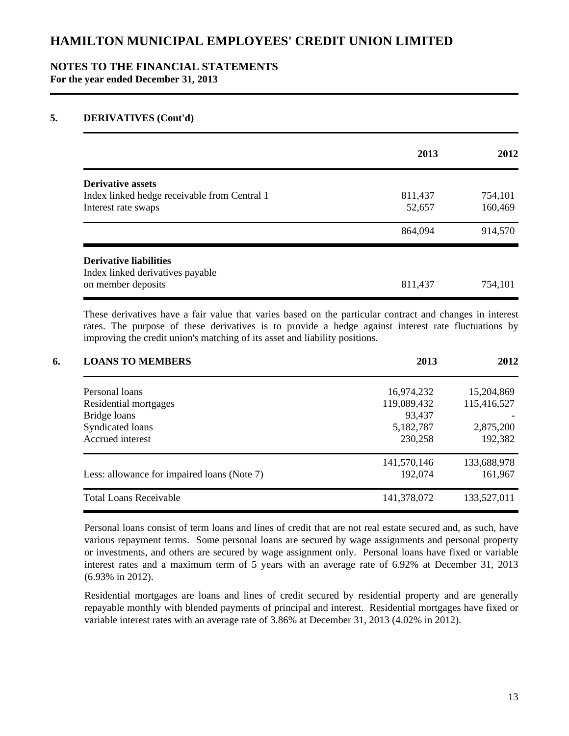# HAMILTON MUNICIPAL EMPLOYEES' CREDIT UNION LIMITED

## NOTES TO THE FINANCIAL STATEMENTS

**For the year ended December 31, 2013**

### 5. DERIVATIVES (Cont'd)

| | 2013 | 2012 |
|---|---|---|
| **Derivative assets** | | |
| Index linked hedge receivable from Central 1 | 811,437 | 754,101 |
| Interest rate swaps | 52,657 | 160,469 |
| | 864,094 | 914,570 |
| **Derivative liabilities** | | |
| Index linked derivatives payable on member deposits | 811,437 | 754,101 |

These derivatives have a fair value that varies based on the particular contract and changes in interest rates. The purpose of these derivatives is to provide a hedge against interest rate fluctuations by improving the credit union's matching of its asset and liability positions.

### 6. LOANS TO MEMBERS

| | 2013 | 2012 |
|---|---|---|
| Personal loans | 16,974,232 | 15,204,869 |
| Residential mortgages | 119,089,432 | 115,416,527 |
| Bridge loans | 93,437 | - |
| Syndicated loans | 5,182,787 | 2,875,200 |
| Accrued interest | 230,258 | 192,382 |
| | 141,570,146 | 133,688,978 |
| Less: allowance for impaired loans (Note 7) | 192,074 | 161,967 |
| Total Loans Receivable | 141,378,072 | 133,527,011 |

Personal loans consist of term loans and lines of credit that are not real estate secured and, as such, have various repayment terms. Some personal loans are secured by wage assignments and personal property or investments, and others are secured by wage assignment only. Personal loans have fixed or variable interest rates and a maximum term of 5 years with an average rate of 6.92% at December 31, 2013 (6.93% in 2012).

Residential mortgages are loans and lines of credit secured by residential property and are generally repayable monthly with blended payments of principal and interest. Residential mortgages have fixed or variable interest rates with an average rate of 3.86% at December 31, 2013 (4.02% in 2012).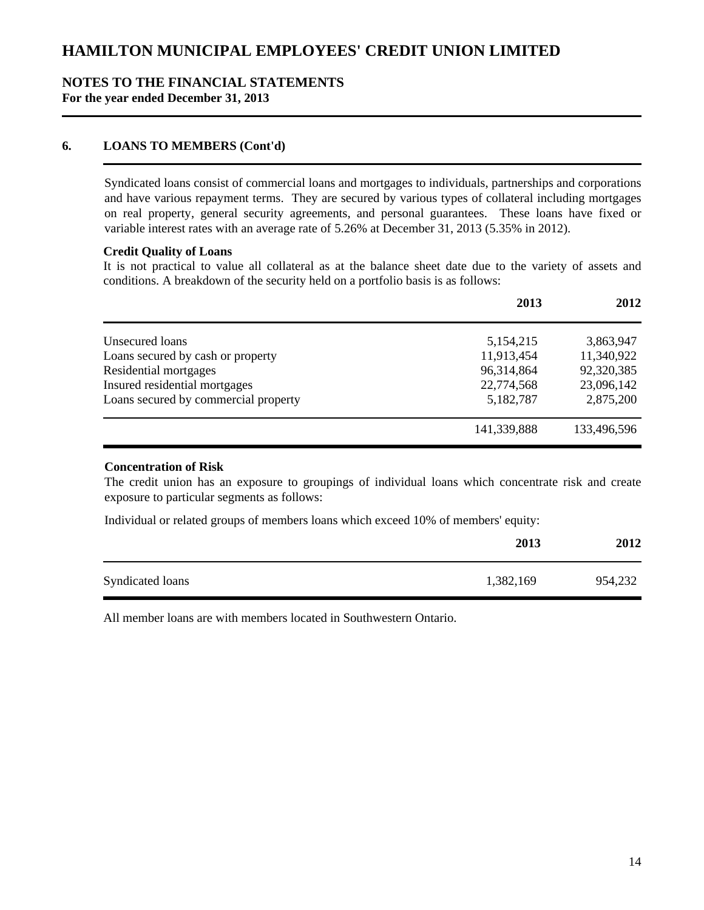# HAMILTON MUNICIPAL EMPLOYEES' CREDIT UNION LIMITED

## NOTES TO THE FINANCIAL STATEMENTS
**For the year ended December 31, 2013**

### 6. LOANS TO MEMBERS (Cont'd)

Syndicated loans consist of commercial loans and mortgages to individuals, partnerships and corporations and have various repayment terms. They are secured by various types of collateral including mortgages on real property, general security agreements, and personal guarantees. These loans have fixed or variable interest rates with an average rate of 5.26% at December 31, 2013 (5.35% in 2012).

**Credit Quality of Loans**

It is not practical to value all collateral as at the balance sheet date due to the variety of assets and conditions. A breakdown of the security held on a portfolio basis is as follows:

| | 2013 | 2012 |
|---|---|---|
| Unsecured loans | 5,154,215 | 3,863,947 |
| Loans secured by cash or property | 11,913,454 | 11,340,922 |
| Residential mortgages | 96,314,864 | 92,320,385 |
| Insured residential mortgages | 22,774,568 | 23,096,142 |
| Loans secured by commercial property | 5,182,787 | 2,875,200 |
| | 141,339,888 | 133,496,596 |

**Concentration of Risk**

The credit union has an exposure to groupings of individual loans which concentrate risk and create exposure to particular segments as follows:

Individual or related groups of members loans which exceed 10% of members' equity:

| | 2013 | 2012 |
|---|---|---|
| Syndicated loans | 1,382,169 | 954,232 |

All member loans are with members located in Southwestern Ontario.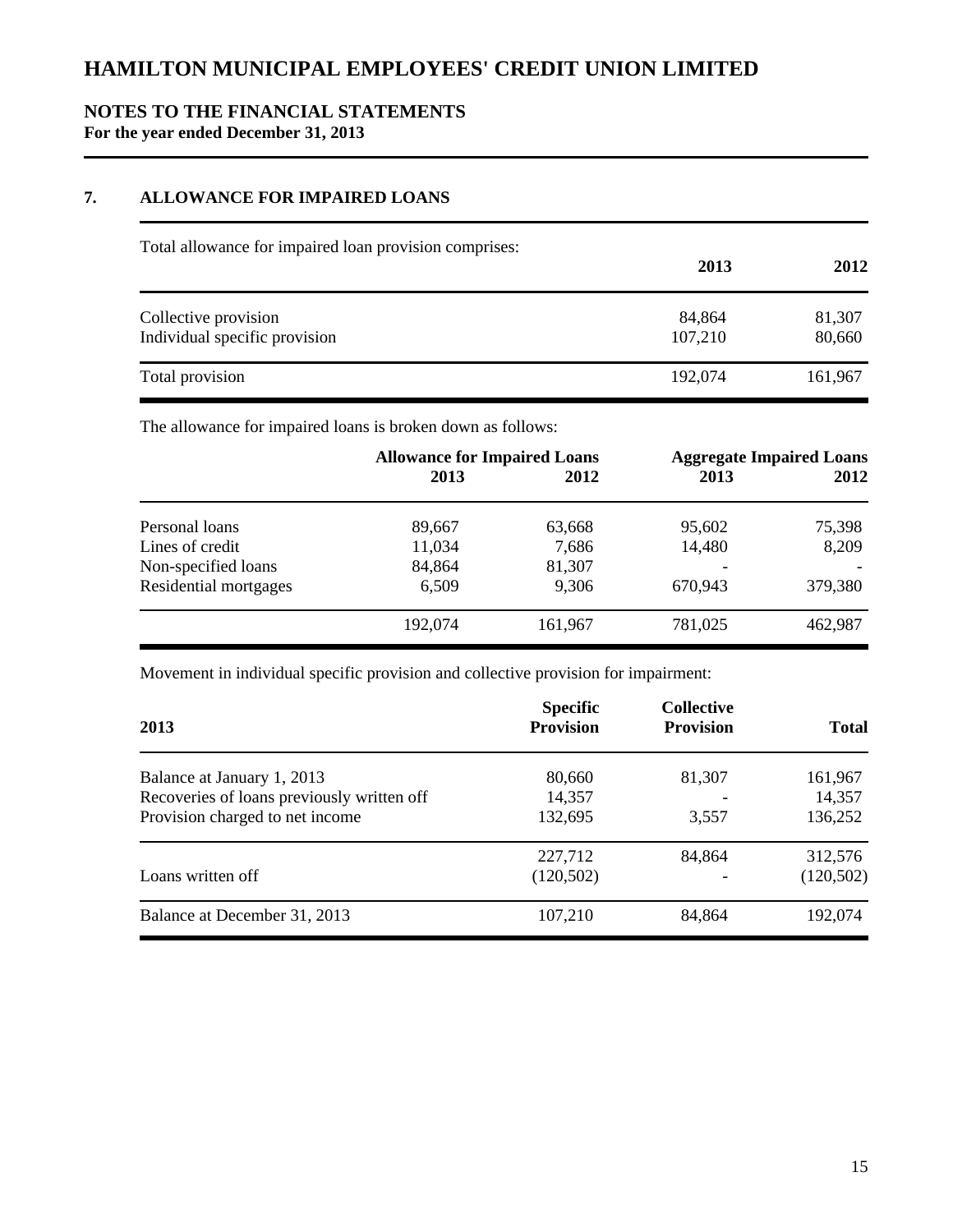# HAMILTON MUNICIPAL EMPLOYEES' CREDIT UNION LIMITED

## NOTES TO THE FINANCIAL STATEMENTS
**For the year ended December 31, 2013**

### 7. ALLOWANCE FOR IMPAIRED LOANS

| Total allowance for impaired loan provision comprises: | 2013 | 2012 |
|---|---|---|
| Collective provision | 84,864 | 81,307 |
| Individual specific provision | 107,210 | 80,660 |
| Total provision | 192,074 | 161,967 |

The allowance for impaired loans is broken down as follows:

| | Allowance for Impaired Loans | | Aggregate Impaired Loans | |
|---|---|---|---|---|
| | 2013 | 2012 | 2013 | 2012 |
| Personal loans | 89,667 | 63,668 | 95,602 | 75,398 |
| Lines of credit | 11,034 | 7,686 | 14,480 | 8,209 |
| Non-specified loans | 84,864 | 81,307 | - | - |
| Residential mortgages | 6,509 | 9,306 | 670,943 | 379,380 |
| | 192,074 | 161,967 | 781,025 | 462,987 |

Movement in individual specific provision and collective provision for impairment:

| 2013 | Specific Provision | Collective Provision | Total |
|---|---|---|---|
| Balance at January 1, 2013 | 80,660 | 81,307 | 161,967 |
| Recoveries of loans previously written off | 14,357 | - | 14,357 |
| Provision charged to net income | 132,695 | 3,557 | 136,252 |
| | 227,712 | 84,864 | 312,576 |
| Loans written off | (120,502) | - | (120,502) |
| Balance at December 31, 2013 | 107,210 | 84,864 | 192,074 |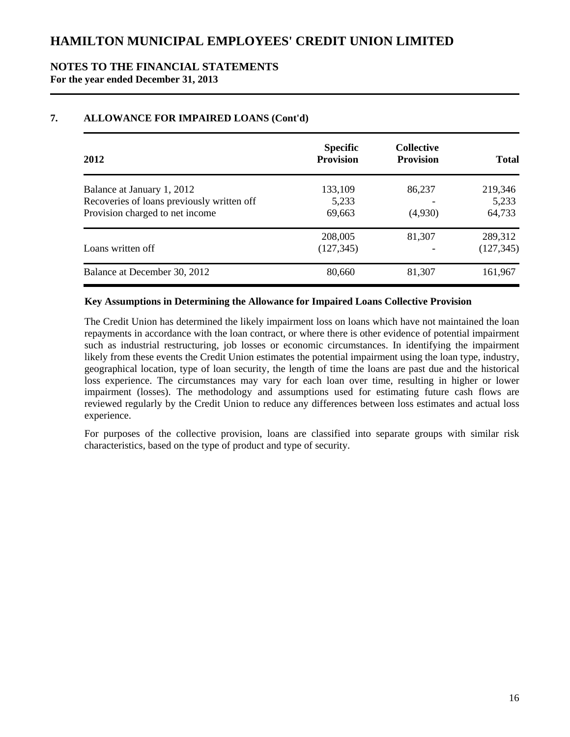# HAMILTON MUNICIPAL EMPLOYEES' CREDIT UNION LIMITED

## NOTES TO THE FINANCIAL STATEMENTS

**For the year ended December 31, 2013**

### 7. ALLOWANCE FOR IMPAIRED LOANS (Cont'd)

| 2012 | Specific Provision | Collective Provision | Total |
|---|---|---|---|
| Balance at January 1, 2012 | 133,109 | 86,237 | 219,346 |
| Recoveries of loans previously written off | 5,233 | - | 5,233 |
| Provision charged to net income | 69,663 | (4,930) | 64,733 |
| | 208,005 | 81,307 | 289,312 |
| Loans written off | (127,345) | - | (127,345) |
| Balance at December 30, 2012 | 80,660 | 81,307 | 161,967 |

**Key Assumptions in Determining the Allowance for Impaired Loans Collective Provision**

The Credit Union has determined the likely impairment loss on loans which have not maintained the loan repayments in accordance with the loan contract, or where there is other evidence of potential impairment such as industrial restructuring, job losses or economic circumstances. In identifying the impairment likely from these events the Credit Union estimates the potential impairment using the loan type, industry, geographical location, type of loan security, the length of time the loans are past due and the historical loss experience. The circumstances may vary for each loan over time, resulting in higher or lower impairment (losses). The methodology and assumptions used for estimating future cash flows are reviewed regularly by the Credit Union to reduce any differences between loss estimates and actual loss experience.

For purposes of the collective provision, loans are classified into separate groups with similar risk characteristics, based on the type of product and type of security.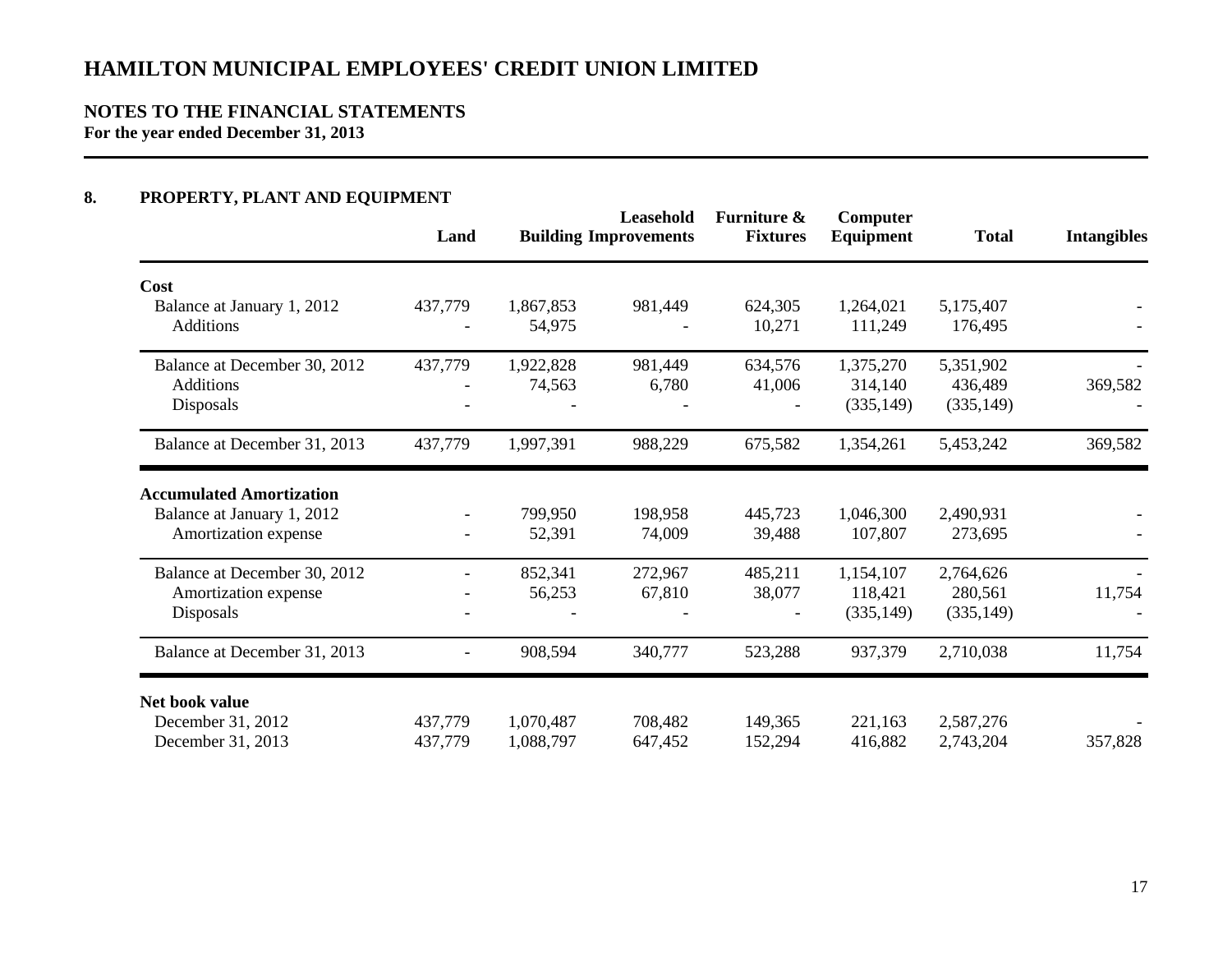# HAMILTON MUNICIPAL EMPLOYEES' CREDIT UNION LIMITED

## NOTES TO THE FINANCIAL STATEMENTS

**For the year ended December 31, 2013**

## 8. PROPERTY, PLANT AND EQUIPMENT

| | Land | Building | Leasehold Improvements | Furniture & Fixtures | Computer Equipment | Total | Intangibles |
|---|---|---|---|---|---|---|---|
| **Cost** | | | | | | | |
| Balance at January 1, 2012 | 437,779 | 1,867,853 | 981,449 | 624,305 | 1,264,021 | 5,175,407 | - |
| Additions | - | 54,975 | - | 10,271 | 111,249 | 176,495 | - |
| Balance at December 30, 2012 | 437,779 | 1,922,828 | 981,449 | 634,576 | 1,375,270 | 5,351,902 | - |
| Additions | - | 74,563 | 6,780 | 41,006 | 314,140 | 436,489 | 369,582 |
| Disposals | - | - | - | - | (335,149) | (335,149) | - |
| Balance at December 31, 2013 | 437,779 | 1,997,391 | 988,229 | 675,582 | 1,354,261 | 5,453,242 | 369,582 |
| **Accumulated Amortization** | | | | | | | |
| Balance at January 1, 2012 | - | 799,950 | 198,958 | 445,723 | 1,046,300 | 2,490,931 | - |
| Amortization expense | - | 52,391 | 74,009 | 39,488 | 107,807 | 273,695 | - |
| Balance at December 30, 2012 | - | 852,341 | 272,967 | 485,211 | 1,154,107 | 2,764,626 | - |
| Amortization expense | - | 56,253 | 67,810 | 38,077 | 118,421 | 280,561 | 11,754 |
| Disposals | - | - | - | - | (335,149) | (335,149) | - |
| Balance at December 31, 2013 | - | 908,594 | 340,777 | 523,288 | 937,379 | 2,710,038 | 11,754 |
| **Net book value** | | | | | | | |
| December 31, 2012 | 437,779 | 1,070,487 | 708,482 | 149,365 | 221,163 | 2,587,276 | - |
| December 31, 2013 | 437,779 | 1,088,797 | 647,452 | 152,294 | 416,882 | 2,743,204 | 357,828 |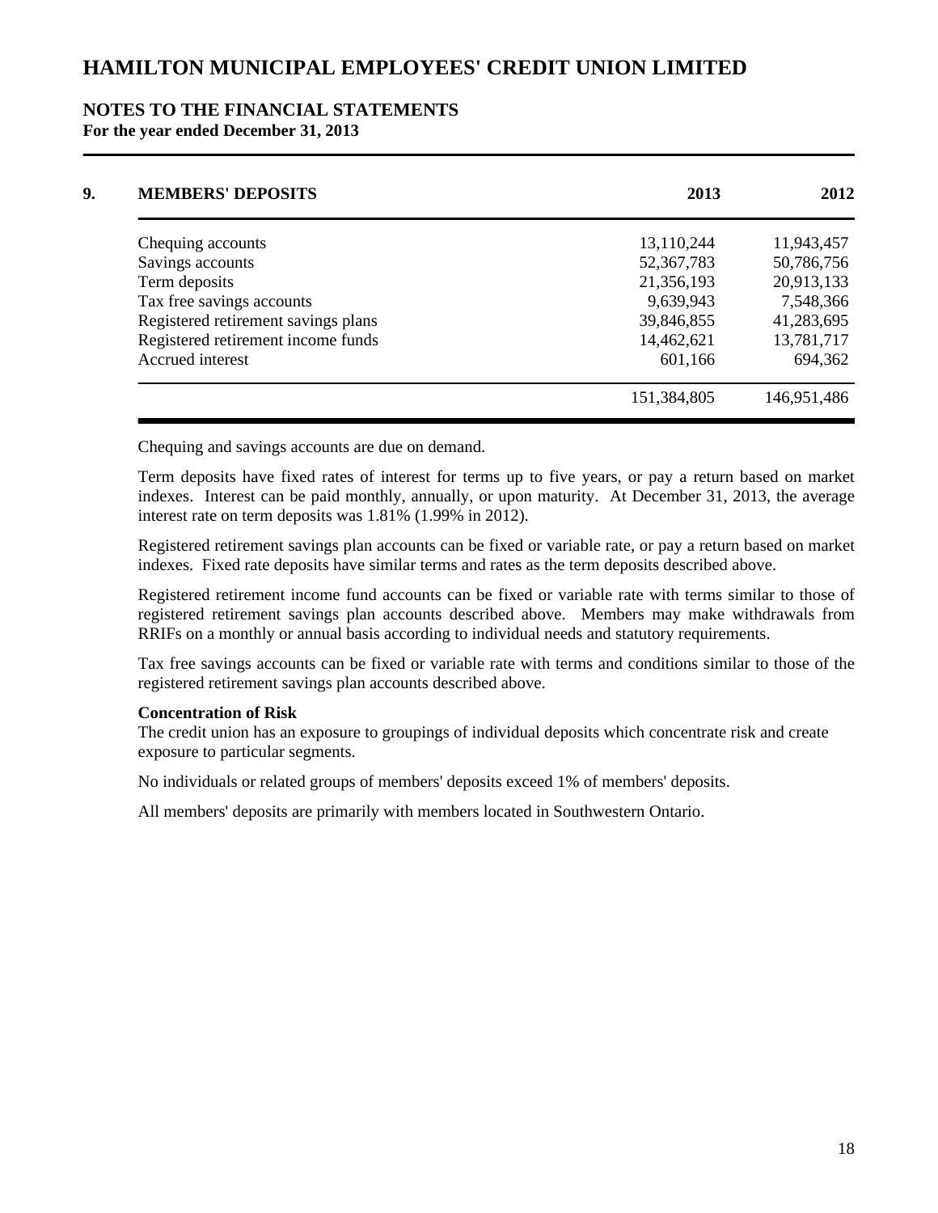# HAMILTON MUNICIPAL EMPLOYEES' CREDIT UNION LIMITED

## NOTES TO THE FINANCIAL STATEMENTS

**For the year ended December 31, 2013**

### 9. MEMBERS' DEPOSITS

| | 2013 | 2012 |
|---|---|---|
| Chequing accounts | 13,110,244 | 11,943,457 |
| Savings accounts | 52,367,783 | 50,786,756 |
| Term deposits | 21,356,193 | 20,913,133 |
| Tax free savings accounts | 9,639,943 | 7,548,366 |
| Registered retirement savings plans | 39,846,855 | 41,283,695 |
| Registered retirement income funds | 14,462,621 | 13,781,717 |
| Accrued interest | 601,166 | 694,362 |
| | 151,384,805 | 146,951,486 |

Chequing and savings accounts are due on demand.

Term deposits have fixed rates of interest for terms up to five years, or pay a return based on market indexes. Interest can be paid monthly, annually, or upon maturity. At December 31, 2013, the average interest rate on term deposits was 1.81% (1.99% in 2012).

Registered retirement savings plan accounts can be fixed or variable rate, or pay a return based on market indexes. Fixed rate deposits have similar terms and rates as the term deposits described above.

Registered retirement income fund accounts can be fixed or variable rate with terms similar to those of registered retirement savings plan accounts described above. Members may make withdrawals from RRIFs on a monthly or annual basis according to individual needs and statutory requirements.

Tax free savings accounts can be fixed or variable rate with terms and conditions similar to those of the registered retirement savings plan accounts described above.

**Concentration of Risk**

The credit union has an exposure to groupings of individual deposits which concentrate risk and create exposure to particular segments.

No individuals or related groups of members' deposits exceed 1% of members' deposits.

All members' deposits are primarily with members located in Southwestern Ontario.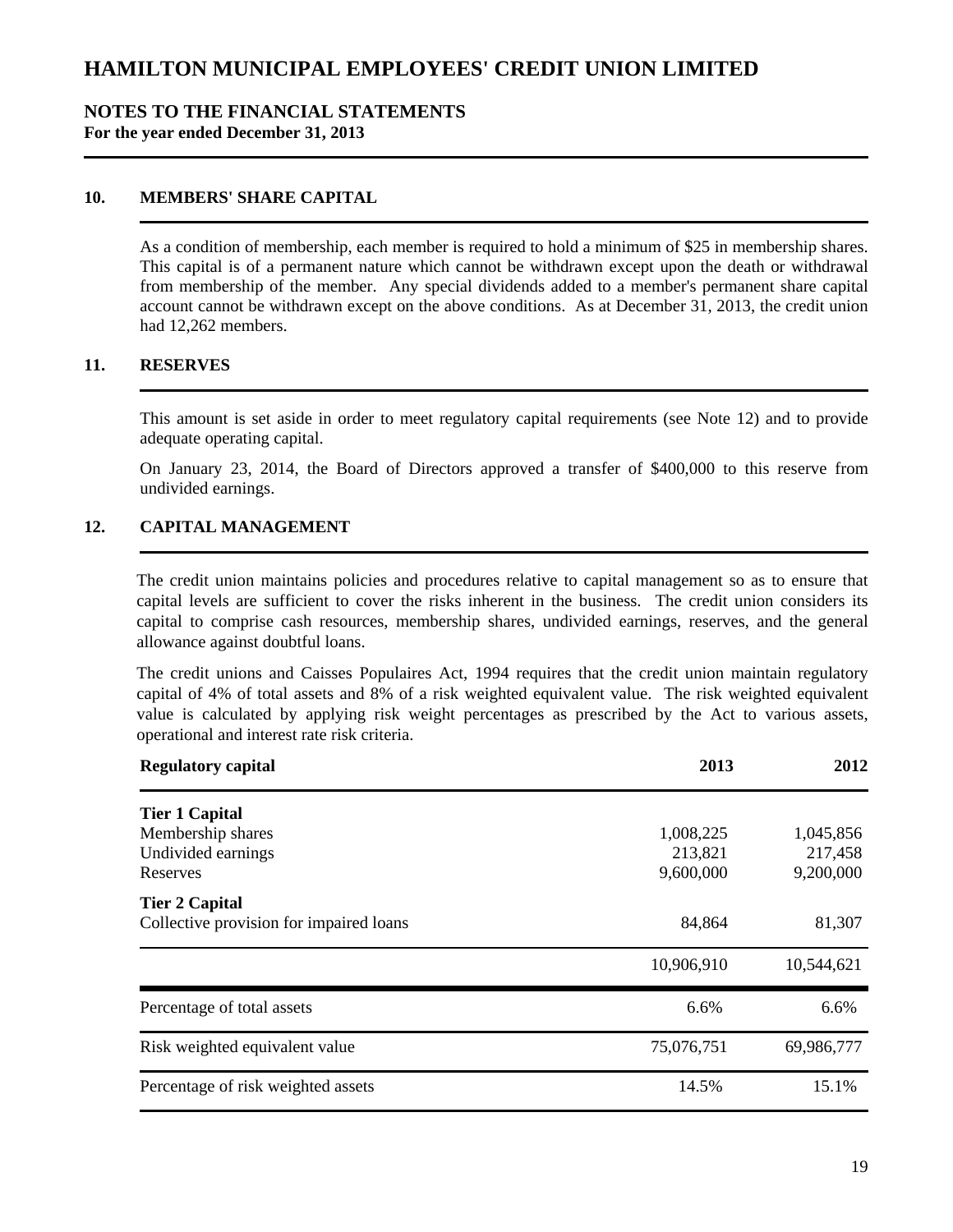# HAMILTON MUNICIPAL EMPLOYEES' CREDIT UNION LIMITED

## NOTES TO THE FINANCIAL STATEMENTS
**For the year ended December 31, 2013**

### 10. MEMBERS' SHARE CAPITAL

As a condition of membership, each member is required to hold a minimum of $25 in membership shares. This capital is of a permanent nature which cannot be withdrawn except upon the death or withdrawal from membership of the member. Any special dividends added to a member's permanent share capital account cannot be withdrawn except on the above conditions. As at December 31, 2013, the credit union had 12,262 members.

### 11. RESERVES

This amount is set aside in order to meet regulatory capital requirements (see Note 12) and to provide adequate operating capital.

On January 23, 2014, the Board of Directors approved a transfer of $400,000 to this reserve from undivided earnings.

### 12. CAPITAL MANAGEMENT

The credit union maintains policies and procedures relative to capital management so as to ensure that capital levels are sufficient to cover the risks inherent in the business. The credit union considers its capital to comprise cash resources, membership shares, undivided earnings, reserves, and the general allowance against doubtful loans.

The credit unions and Caisses Populaires Act, 1994 requires that the credit union maintain regulatory capital of 4% of total assets and 8% of a risk weighted equivalent value. The risk weighted equivalent value is calculated by applying risk weight percentages as prescribed by the Act to various assets, operational and interest rate risk criteria.

| **Regulatory capital** | **2013** | **2012** |
|---|---|---|
| **Tier 1 Capital** | | |
| Membership shares | 1,008,225 | 1,045,856 |
| Undivided earnings | 213,821 | 217,458 |
| Reserves | 9,600,000 | 9,200,000 |
| **Tier 2 Capital** | | |
| Collective provision for impaired loans | 84,864 | 81,307 |
| | 10,906,910 | 10,544,621 |
| Percentage of total assets | 6.6% | 6.6% |
| Risk weighted equivalent value | 75,076,751 | 69,986,777 |
| Percentage of risk weighted assets | 14.5% | 15.1% |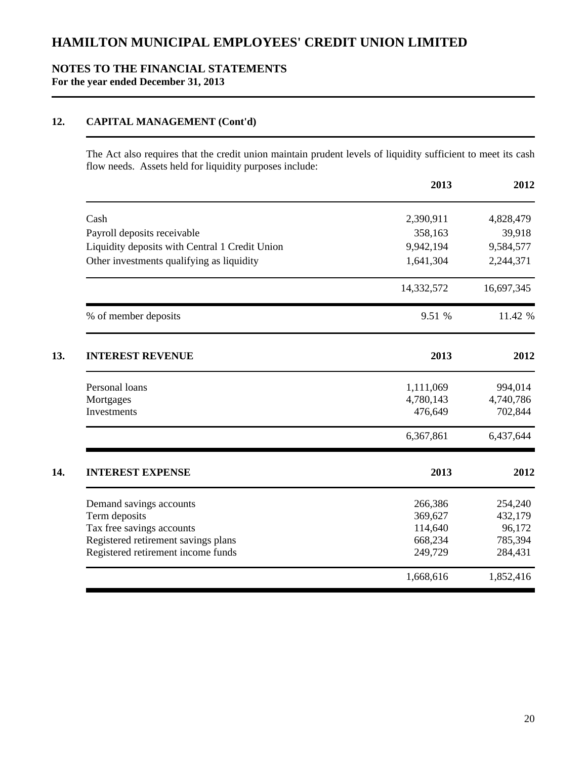# HAMILTON MUNICIPAL EMPLOYEES' CREDIT UNION LIMITED

## NOTES TO THE FINANCIAL STATEMENTS
**For the year ended December 31, 2013**

### 12. CAPITAL MANAGEMENT (Cont'd)

The Act also requires that the credit union maintain prudent levels of liquidity sufficient to meet its cash flow needs. Assets held for liquidity purposes include:

| | 2013 | 2012 |
|---|---|---|
| Cash | 2,390,911 | 4,828,479 |
| Payroll deposits receivable | 358,163 | 39,918 |
| Liquidity deposits with Central 1 Credit Union | 9,942,194 | 9,584,577 |
| Other investments qualifying as liquidity | 1,641,304 | 2,244,371 |
| | 14,332,572 | 16,697,345 |
| % of member deposits | 9.51 % | 11.42 % |

### 13. INTEREST REVENUE

| | 2013 | 2012 |
|---|---|---|
| Personal loans | 1,111,069 | 994,014 |
| Mortgages | 4,780,143 | 4,740,786 |
| Investments | 476,649 | 702,844 |
| | 6,367,861 | 6,437,644 |

### 14. INTEREST EXPENSE

| | 2013 | 2012 |
|---|---|---|
| Demand savings accounts | 266,386 | 254,240 |
| Term deposits | 369,627 | 432,179 |
| Tax free savings accounts | 114,640 | 96,172 |
| Registered retirement savings plans | 668,234 | 785,394 |
| Registered retirement income funds | 249,729 | 284,431 |
| | 1,668,616 | 1,852,416 |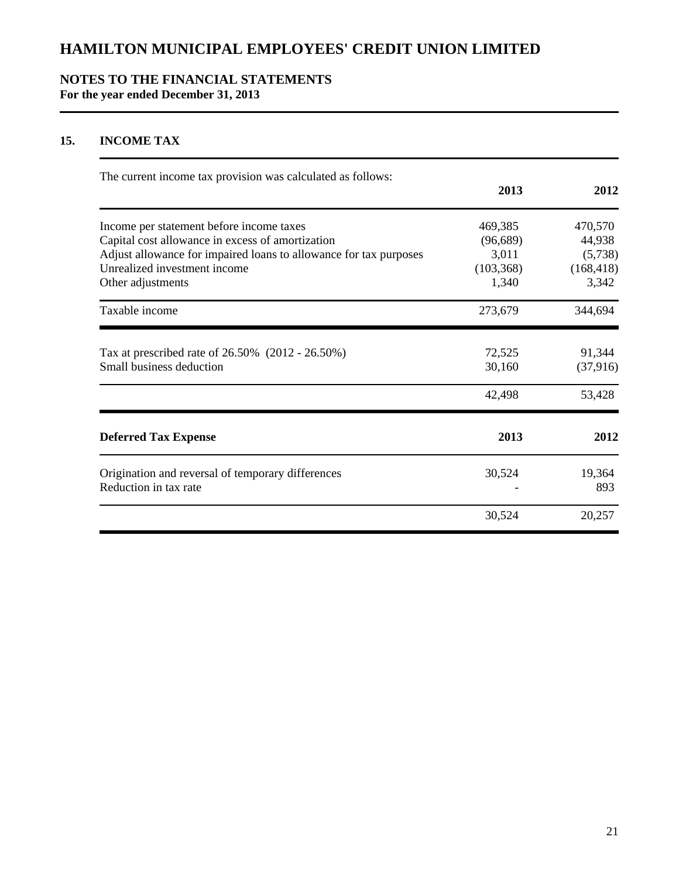# HAMILTON MUNICIPAL EMPLOYEES' CREDIT UNION LIMITED

## NOTES TO THE FINANCIAL STATEMENTS
**For the year ended December 31, 2013**

### 15. INCOME TAX

The current income tax provision was calculated as follows:

| | 2013 | 2012 |
|---|---|---|
| Income per statement before income taxes | 469,385 | 470,570 |
| Capital cost allowance in excess of amortization | (96,689) | 44,938 |
| Adjust allowance for impaired loans to allowance for tax purposes | 3,011 | (5,738) |
| Unrealized investment income | (103,368) | (168,418) |
| Other adjustments | 1,340 | 3,342 |
| Taxable income | 273,679 | 344,694 |
| Tax at prescribed rate of 26.50% (2012 - 26.50%) | 72,525 | 91,344 |
| Small business deduction | 30,160 | (37,916) |
| | 42,498 | 53,428 |

| **Deferred Tax Expense** | **2013** | **2012** |
|---|---|---|
| Origination and reversal of temporary differences | 30,524 | 19,364 |
| Reduction in tax rate | - | 893 |
| | 30,524 | 20,257 |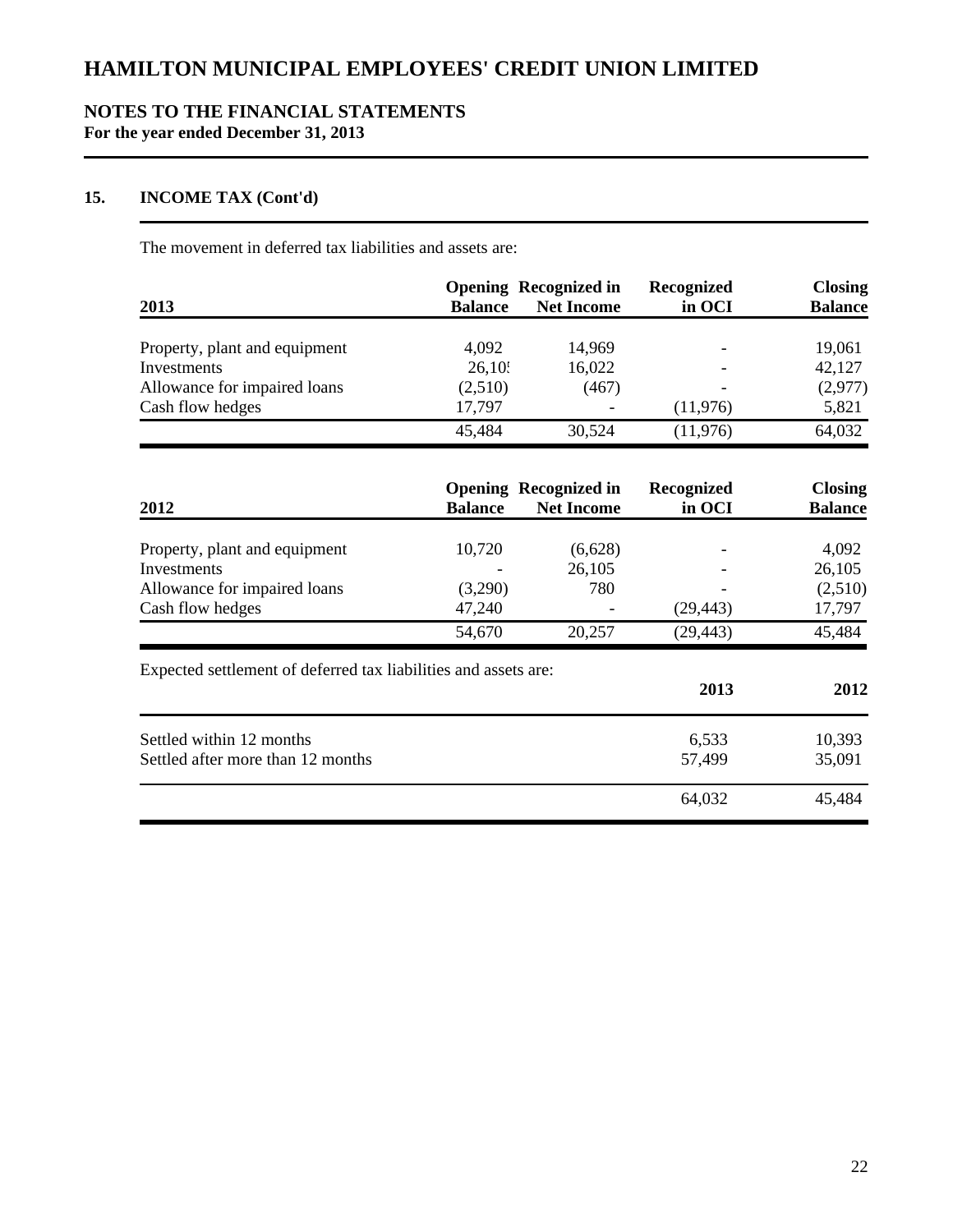# HAMILTON MUNICIPAL EMPLOYEES' CREDIT UNION LIMITED

## NOTES TO THE FINANCIAL STATEMENTS
**For the year ended December 31, 2013**

### 15. INCOME TAX (Cont'd)

The movement in deferred tax liabilities and assets are:

| 2013 | Opening Balance | Recognized in Net Income | Recognized in OCI | Closing Balance |
|---|---|---|---|---|
| Property, plant and equipment | 4,092 | 14,969 | - | 19,061 |
| Investments | 26,105 | 16,022 | - | 42,127 |
| Allowance for impaired loans | (2,510) | (467) | - | (2,977) |
| Cash flow hedges | 17,797 | - | (11,976) | 5,821 |
| | 45,484 | 30,524 | (11,976) | 64,032 |

| 2012 | Opening Balance | Recognized in Net Income | Recognized in OCI | Closing Balance |
|---|---|---|---|---|
| Property, plant and equipment | 10,720 | (6,628) | - | 4,092 |
| Investments | - | 26,105 | - | 26,105 |
| Allowance for impaired loans | (3,290) | 780 | - | (2,510) |
| Cash flow hedges | 47,240 | - | (29,443) | 17,797 |
| | 54,670 | 20,257 | (29,443) | 45,484 |

Expected settlement of deferred tax liabilities and assets are:

| | 2013 | 2012 |
|---|---|---|
| Settled within 12 months | 6,533 | 10,393 |
| Settled after more than 12 months | 57,499 | 35,091 |
| | 64,032 | 45,484 |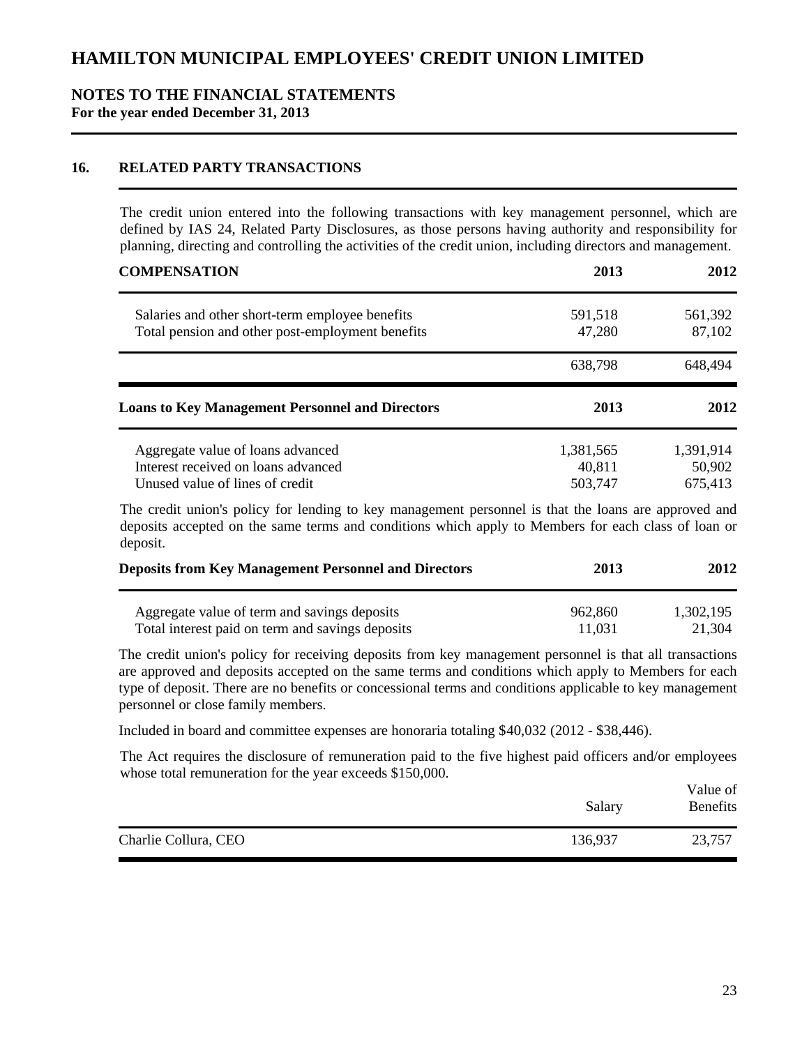# HAMILTON MUNICIPAL EMPLOYEES' CREDIT UNION LIMITED

## NOTES TO THE FINANCIAL STATEMENTS
**For the year ended December 31, 2013**

### 16. RELATED PARTY TRANSACTIONS

The credit union entered into the following transactions with key management personnel, which are defined by IAS 24, Related Party Disclosures, as those persons having authority and responsibility for planning, directing and controlling the activities of the credit union, including directors and management.

| COMPENSATION | 2013 | 2012 |
|---|---|---|
| Salaries and other short-term employee benefits | 591,518 | 561,392 |
| Total pension and other post-employment benefits | 47,280 | 87,102 |
| | 638,798 | 648,494 |

| Loans to Key Management Personnel and Directors | 2013 | 2012 |
|---|---|---|
| Aggregate value of loans advanced | 1,381,565 | 1,391,914 |
| Interest received on loans advanced | 40,811 | 50,902 |
| Unused value of lines of credit | 503,747 | 675,413 |

The credit union's policy for lending to key management personnel is that the loans are approved and deposits accepted on the same terms and conditions which apply to Members for each class of loan or deposit.

| Deposits from Key Management Personnel and Directors | 2013 | 2012 |
|---|---|---|
| Aggregate value of term and savings deposits | 962,860 | 1,302,195 |
| Total interest paid on term and savings deposits | 11,031 | 21,304 |

The credit union's policy for receiving deposits from key management personnel is that all transactions are approved and deposits accepted on the same terms and conditions which apply to Members for each type of deposit. There are no benefits or concessional terms and conditions applicable to key management personnel or close family members.

Included in board and committee expenses are honoraria totaling $40,032 (2012 - $38,446).

The Act requires the disclosure of remuneration paid to the five highest paid officers and/or employees whose total remuneration for the year exceeds $150,000.

| | Salary | Value of Benefits |
|---|---|---|
| Charlie Collura, CEO | 136,937 | 23,757 |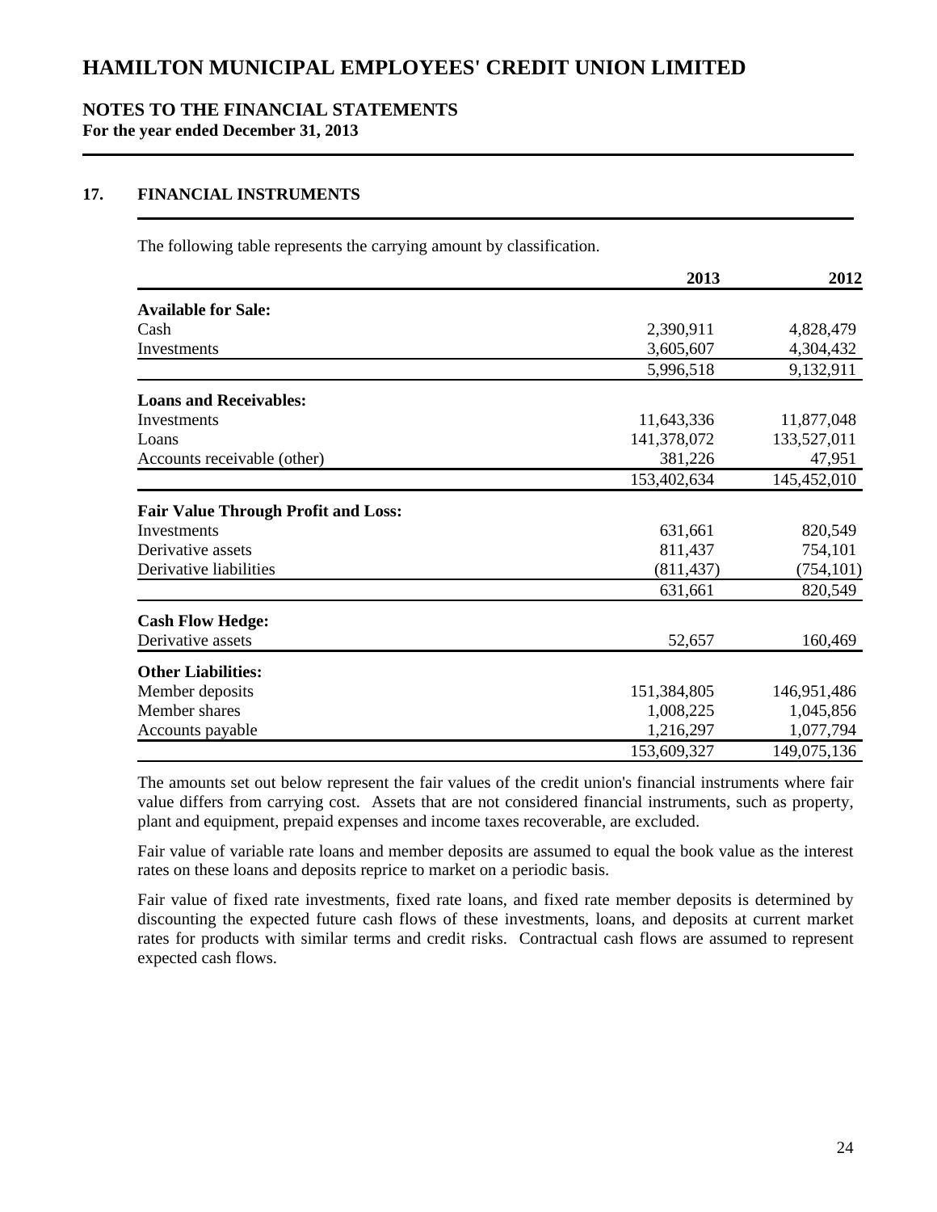# HAMILTON MUNICIPAL EMPLOYEES' CREDIT UNION LIMITED

## NOTES TO THE FINANCIAL STATEMENTS
**For the year ended December 31, 2013**

### 17. FINANCIAL INSTRUMENTS

The following table represents the carrying amount by classification.

| | 2013 | 2012 |
|---|---|---|
| **Available for Sale:** | | |
| Cash | 2,390,911 | 4,828,479 |
| Investments | 3,605,607 | 4,304,432 |
| | 5,996,518 | 9,132,911 |
| **Loans and Receivables:** | | |
| Investments | 11,643,336 | 11,877,048 |
| Loans | 141,378,072 | 133,527,011 |
| Accounts receivable (other) | 381,226 | 47,951 |
| | 153,402,634 | 145,452,010 |
| **Fair Value Through Profit and Loss:** | | |
| Investments | 631,661 | 820,549 |
| Derivative assets | 811,437 | 754,101 |
| Derivative liabilities | (811,437) | (754,101) |
| | 631,661 | 820,549 |
| **Cash Flow Hedge:** | | |
| Derivative assets | 52,657 | 160,469 |
| **Other Liabilities:** | | |
| Member deposits | 151,384,805 | 146,951,486 |
| Member shares | 1,008,225 | 1,045,856 |
| Accounts payable | 1,216,297 | 1,077,794 |
| | 153,609,327 | 149,075,136 |

The amounts set out below represent the fair values of the credit union's financial instruments where fair value differs from carrying cost. Assets that are not considered financial instruments, such as property, plant and equipment, prepaid expenses and income taxes recoverable, are excluded.

Fair value of variable rate loans and member deposits are assumed to equal the book value as the interest rates on these loans and deposits reprice to market on a periodic basis.

Fair value of fixed rate investments, fixed rate loans, and fixed rate member deposits is determined by discounting the expected future cash flows of these investments, loans, and deposits at current market rates for products with similar terms and credit risks. Contractual cash flows are assumed to represent expected cash flows.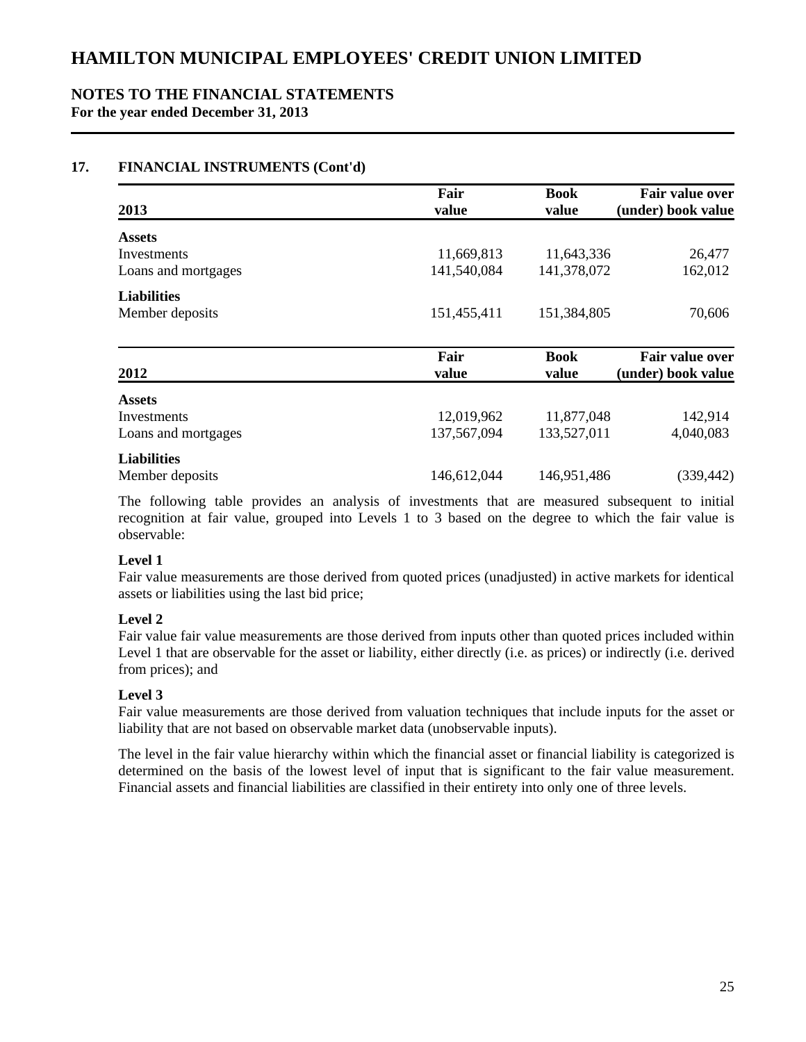# HAMILTON MUNICIPAL EMPLOYEES' CREDIT UNION LIMITED

## NOTES TO THE FINANCIAL STATEMENTS

**For the year ended December 31, 2013**

### 17. FINANCIAL INSTRUMENTS (Cont'd)

| 2013 | Fair value | Book value | Fair value over (under) book value |
|---|---|---|---|
| **Assets** | | | |
| Investments | 11,669,813 | 11,643,336 | 26,477 |
| Loans and mortgages | 141,540,084 | 141,378,072 | 162,012 |
| **Liabilities** | | | |
| Member deposits | 151,455,411 | 151,384,805 | 70,606 |

| 2012 | Fair value | Book value | Fair value over (under) book value |
|---|---|---|---|
| **Assets** | | | |
| Investments | 12,019,962 | 11,877,048 | 142,914 |
| Loans and mortgages | 137,567,094 | 133,527,011 | 4,040,083 |
| **Liabilities** | | | |
| Member deposits | 146,612,044 | 146,951,486 | (339,442) |

The following table provides an analysis of investments that are measured subsequent to initial recognition at fair value, grouped into Levels 1 to 3 based on the degree to which the fair value is observable:

**Level 1**
Fair value measurements are those derived from quoted prices (unadjusted) in active markets for identical assets or liabilities using the last bid price;

**Level 2**
Fair value fair value measurements are those derived from inputs other than quoted prices included within Level 1 that are observable for the asset or liability, either directly (i.e. as prices) or indirectly (i.e. derived from prices); and

**Level 3**
Fair value measurements are those derived from valuation techniques that include inputs for the asset or liability that are not based on observable market data (unobservable inputs).

The level in the fair value hierarchy within which the financial asset or financial liability is categorized is determined on the basis of the lowest level of input that is significant to the fair value measurement. Financial assets and financial liabilities are classified in their entirety into only one of three levels.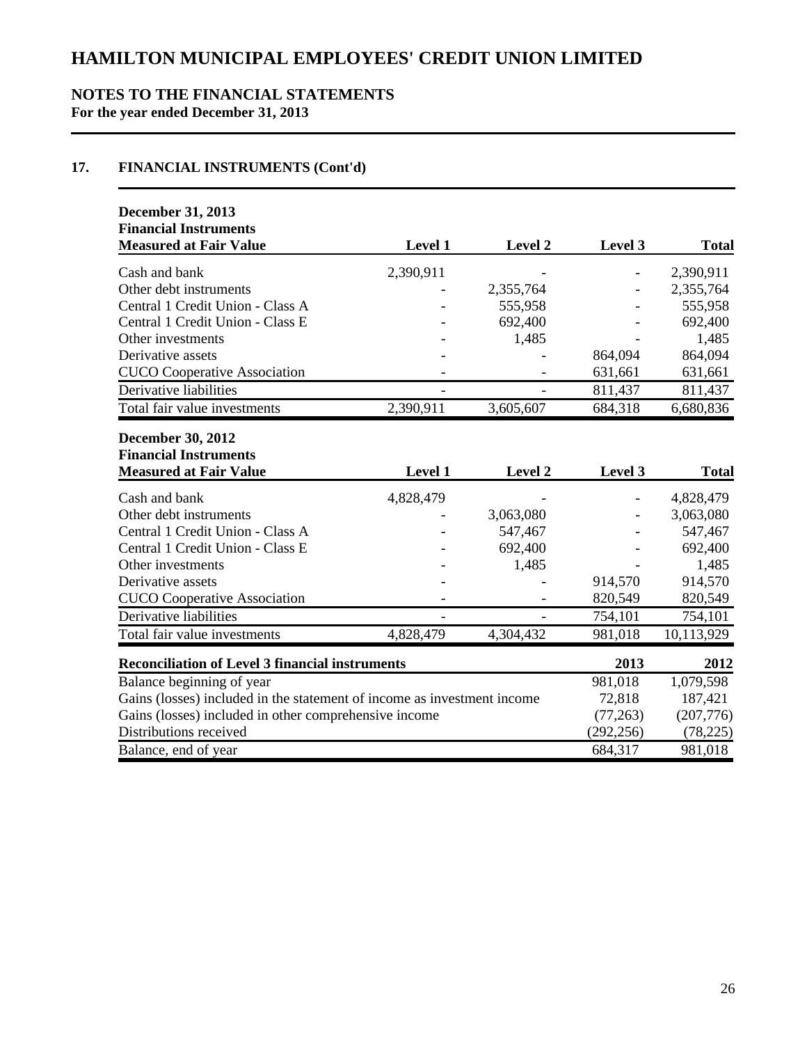# HAMILTON MUNICIPAL EMPLOYEES' CREDIT UNION LIMITED

## NOTES TO THE FINANCIAL STATEMENTS

**For the year ended December 31, 2013**

## 17. FINANCIAL INSTRUMENTS (Cont'd)

| **December 31, 2013 Financial Instruments Measured at Fair Value** | **Level 1** | **Level 2** | **Level 3** | **Total** |
|---|---|---|---|---|
| Cash and bank | 2,390,911 | - | - | 2,390,911 |
| Other debt instruments | - | 2,355,764 | - | 2,355,764 |
| Central 1 Credit Union - Class A | - | 555,958 | - | 555,958 |
| Central 1 Credit Union - Class E | - | 692,400 | - | 692,400 |
| Other investments | - | 1,485 | - | 1,485 |
| Derivative assets | - | - | 864,094 | 864,094 |
| CUCO Cooperative Association | - | - | 631,661 | 631,661 |
| Derivative liabilities | - | - | 811,437 | 811,437 |
| Total fair value investments | 2,390,911 | 3,605,607 | 684,318 | 6,680,836 |

| **December 30, 2012 Financial Instruments Measured at Fair Value** | **Level 1** | **Level 2** | **Level 3** | **Total** |
|---|---|---|---|---|
| Cash and bank | 4,828,479 | - | - | 4,828,479 |
| Other debt instruments | - | 3,063,080 | - | 3,063,080 |
| Central 1 Credit Union - Class A | - | 547,467 | - | 547,467 |
| Central 1 Credit Union - Class E | - | 692,400 | - | 692,400 |
| Other investments | - | 1,485 | - | 1,485 |
| Derivative assets | - | - | 914,570 | 914,570 |
| CUCO Cooperative Association | - | - | 820,549 | 820,549 |
| Derivative liabilities | - | - | 754,101 | 754,101 |
| Total fair value investments | 4,828,479 | 4,304,432 | 981,018 | 10,113,929 |

| **Reconciliation of Level 3 financial instruments** | **2013** | **2012** |
|---|---|---|
| Balance beginning of year | 981,018 | 1,079,598 |
| Gains (losses) included in the statement of income as investment income | 72,818 | 187,421 |
| Gains (losses) included in other comprehensive income | (77,263) | (207,776) |
| Distributions received | (292,256) | (78,225) |
| Balance, end of year | 684,317 | 981,018 |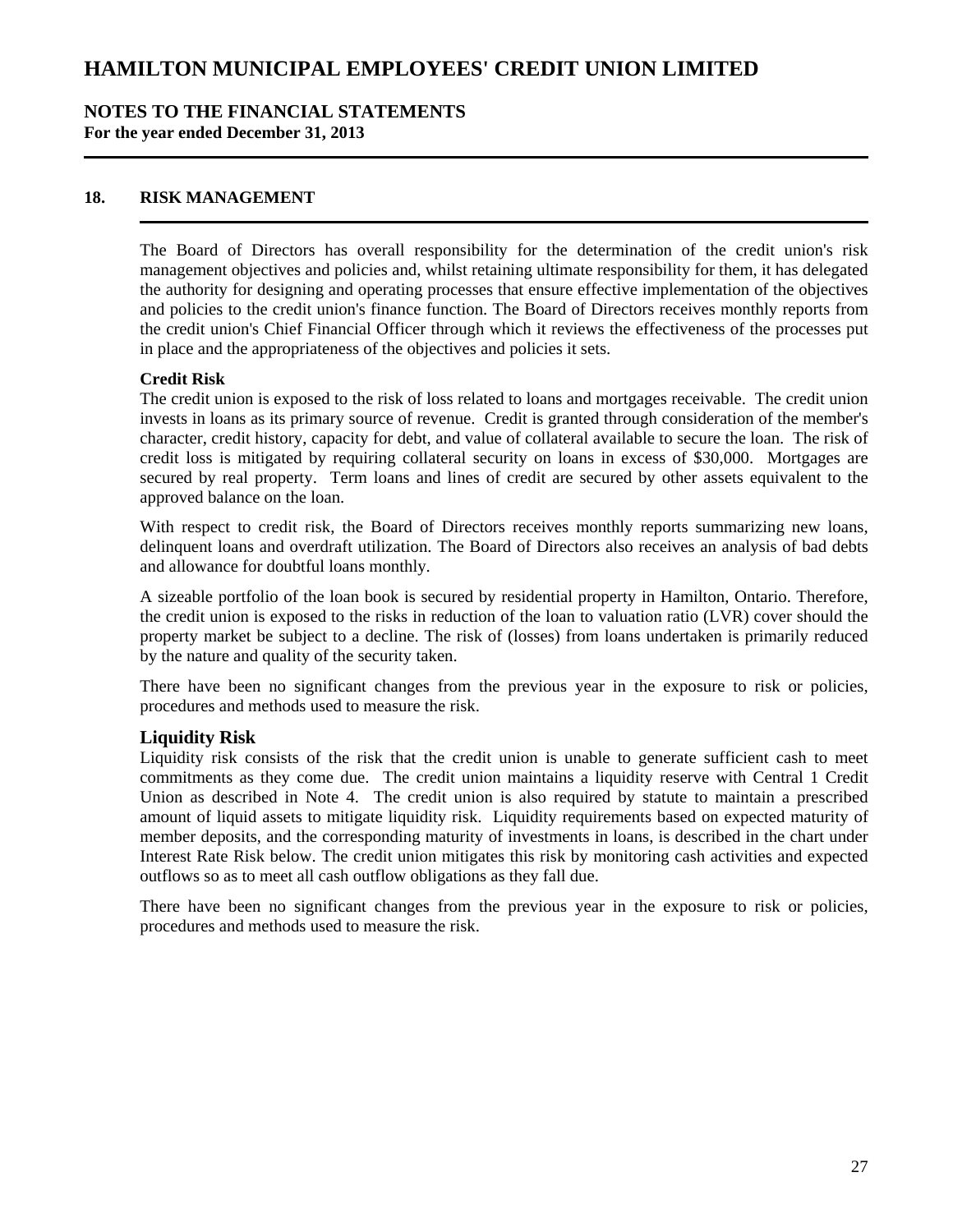# HAMILTON MUNICIPAL EMPLOYEES' CREDIT UNION LIMITED

## NOTES TO THE FINANCIAL STATEMENTS
**For the year ended December 31, 2013**

### 18. RISK MANAGEMENT

The Board of Directors has overall responsibility for the determination of the credit union's risk management objectives and policies and, whilst retaining ultimate responsibility for them, it has delegated the authority for designing and operating processes that ensure effective implementation of the objectives and policies to the credit union's finance function. The Board of Directors receives monthly reports from the credit union's Chief Financial Officer through which it reviews the effectiveness of the processes put in place and the appropriateness of the objectives and policies it sets.

**Credit Risk**

The credit union is exposed to the risk of loss related to loans and mortgages receivable. The credit union invests in loans as its primary source of revenue. Credit is granted through consideration of the member's character, credit history, capacity for debt, and value of collateral available to secure the loan. The risk of credit loss is mitigated by requiring collateral security on loans in excess of $30,000. Mortgages are secured by real property. Term loans and lines of credit are secured by other assets equivalent to the approved balance on the loan.

With respect to credit risk, the Board of Directors receives monthly reports summarizing new loans, delinquent loans and overdraft utilization. The Board of Directors also receives an analysis of bad debts and allowance for doubtful loans monthly.

A sizeable portfolio of the loan book is secured by residential property in Hamilton, Ontario. Therefore, the credit union is exposed to the risks in reduction of the loan to valuation ratio (LVR) cover should the property market be subject to a decline. The risk of (losses) from loans undertaken is primarily reduced by the nature and quality of the security taken.

There have been no significant changes from the previous year in the exposure to risk or policies, procedures and methods used to measure the risk.

**Liquidity Risk**

Liquidity risk consists of the risk that the credit union is unable to generate sufficient cash to meet commitments as they come due. The credit union maintains a liquidity reserve with Central 1 Credit Union as described in Note 4. The credit union is also required by statute to maintain a prescribed amount of liquid assets to mitigate liquidity risk. Liquidity requirements based on expected maturity of member deposits, and the corresponding maturity of investments in loans, is described in the chart under Interest Rate Risk below. The credit union mitigates this risk by monitoring cash activities and expected outflows so as to meet all cash outflow obligations as they fall due.

There have been no significant changes from the previous year in the exposure to risk or policies, procedures and methods used to measure the risk.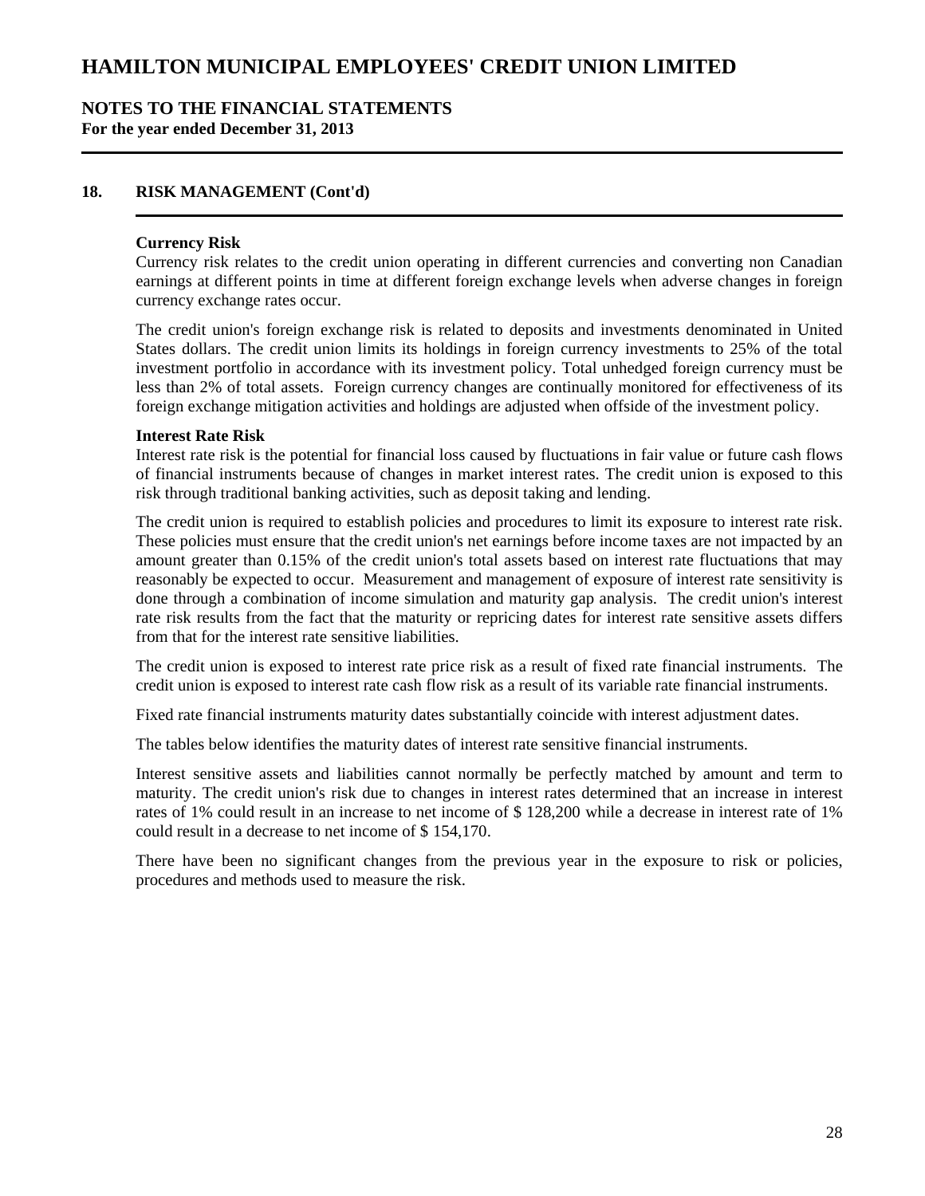# HAMILTON MUNICIPAL EMPLOYEES' CREDIT UNION LIMITED

## NOTES TO THE FINANCIAL STATEMENTS

**For the year ended December 31, 2013**

## 18. RISK MANAGEMENT (Cont'd)

**Currency Risk**

Currency risk relates to the credit union operating in different currencies and converting non Canadian earnings at different points in time at different foreign exchange levels when adverse changes in foreign currency exchange rates occur.

The credit union's foreign exchange risk is related to deposits and investments denominated in United States dollars. The credit union limits its holdings in foreign currency investments to 25% of the total investment portfolio in accordance with its investment policy. Total unhedged foreign currency must be less than 2% of total assets. Foreign currency changes are continually monitored for effectiveness of its foreign exchange mitigation activities and holdings are adjusted when offside of the investment policy.

**Interest Rate Risk**

Interest rate risk is the potential for financial loss caused by fluctuations in fair value or future cash flows of financial instruments because of changes in market interest rates. The credit union is exposed to this risk through traditional banking activities, such as deposit taking and lending.

The credit union is required to establish policies and procedures to limit its exposure to interest rate risk. These policies must ensure that the credit union's net earnings before income taxes are not impacted by an amount greater than 0.15% of the credit union's total assets based on interest rate fluctuations that may reasonably be expected to occur. Measurement and management of exposure of interest rate sensitivity is done through a combination of income simulation and maturity gap analysis. The credit union's interest rate risk results from the fact that the maturity or repricing dates for interest rate sensitive assets differs from that for the interest rate sensitive liabilities.

The credit union is exposed to interest rate price risk as a result of fixed rate financial instruments. The credit union is exposed to interest rate cash flow risk as a result of its variable rate financial instruments.

Fixed rate financial instruments maturity dates substantially coincide with interest adjustment dates.

The tables below identifies the maturity dates of interest rate sensitive financial instruments.

Interest sensitive assets and liabilities cannot normally be perfectly matched by amount and term to maturity. The credit union's risk due to changes in interest rates determined that an increase in interest rates of 1% could result in an increase to net income of $ 128,200 while a decrease in interest rate of 1% could result in a decrease to net income of $ 154,170.

There have been no significant changes from the previous year in the exposure to risk or policies, procedures and methods used to measure the risk.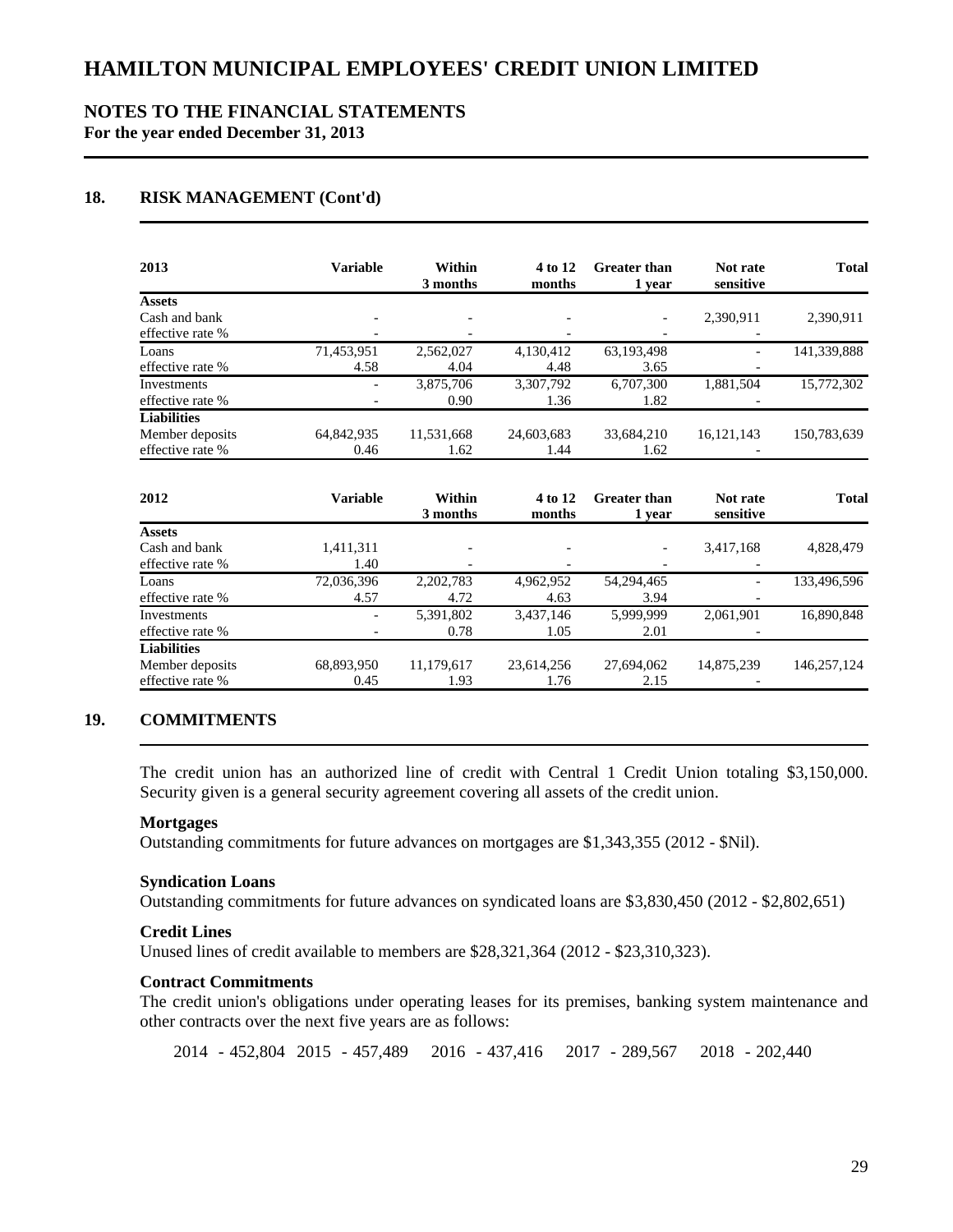# HAMILTON MUNICIPAL EMPLOYEES' CREDIT UNION LIMITED

## NOTES TO THE FINANCIAL STATEMENTS

**For the year ended December 31, 2013**

## 18. RISK MANAGEMENT (Cont'd)

| 2013 | Variable | Within 3 months | 4 to 12 months | Greater than 1 year | Not rate sensitive | Total |
|---|---|---|---|---|---|---|
| **Assets** | | | | | | |
| Cash and bank | - | - | - | - | 2,390,911 | 2,390,911 |
| effective rate % | - | - | - | - | - | |
| Loans | 71,453,951 | 2,562,027 | 4,130,412 | 63,193,498 | - | 141,339,888 |
| effective rate % | 4.58 | 4.04 | 4.48 | 3.65 | - | |
| Investments | - | 3,875,706 | 3,307,792 | 6,707,300 | 1,881,504 | 15,772,302 |
| effective rate % | - | 0.90 | 1.36 | 1.82 | - | |
| **Liabilities** | | | | | | |
| Member deposits | 64,842,935 | 11,531,668 | 24,603,683 | 33,684,210 | 16,121,143 | 150,783,639 |
| effective rate % | 0.46 | 1.62 | 1.44 | 1.62 | - | |

| 2012 | Variable | Within 3 months | 4 to 12 months | Greater than 1 year | Not rate sensitive | Total |
|---|---|---|---|---|---|---|
| **Assets** | | | | | | |
| Cash and bank | 1,411,311 | - | - | - | 3,417,168 | 4,828,479 |
| effective rate % | 1.40 | - | - | - | - | |
| Loans | 72,036,396 | 2,202,783 | 4,962,952 | 54,294,465 | - | 133,496,596 |
| effective rate % | 4.57 | 4.72 | 4.63 | 3.94 | - | |
| Investments | - | 5,391,802 | 3,437,146 | 5,999,999 | 2,061,901 | 16,890,848 |
| effective rate % | - | 0.78 | 1.05 | 2.01 | - | |
| **Liabilities** | | | | | | |
| Member deposits | 68,893,950 | 11,179,617 | 23,614,256 | 27,694,062 | 14,875,239 | 146,257,124 |
| effective rate % | 0.45 | 1.93 | 1.76 | 2.15 | - | |

## 19. COMMITMENTS

The credit union has an authorized line of credit with Central 1 Credit Union totaling $3,150,000. Security given is a general security agreement covering all assets of the credit union.

**Mortgages**
Outstanding commitments for future advances on mortgages are $1,343,355 (2012 - $Nil).

**Syndication Loans**
Outstanding commitments for future advances on syndicated loans are $3,830,450 (2012 - $2,802,651)

**Credit Lines**
Unused lines of credit available to members are $28,321,364 (2012 - $23,310,323).

**Contract Commitments**
The credit union's obligations under operating leases for its premises, banking system maintenance and other contracts over the next five years are as follows:

2014 - 452,804 2015 - 457,489 2016 - 437,416 2017 - 289,567 2018 - 202,440